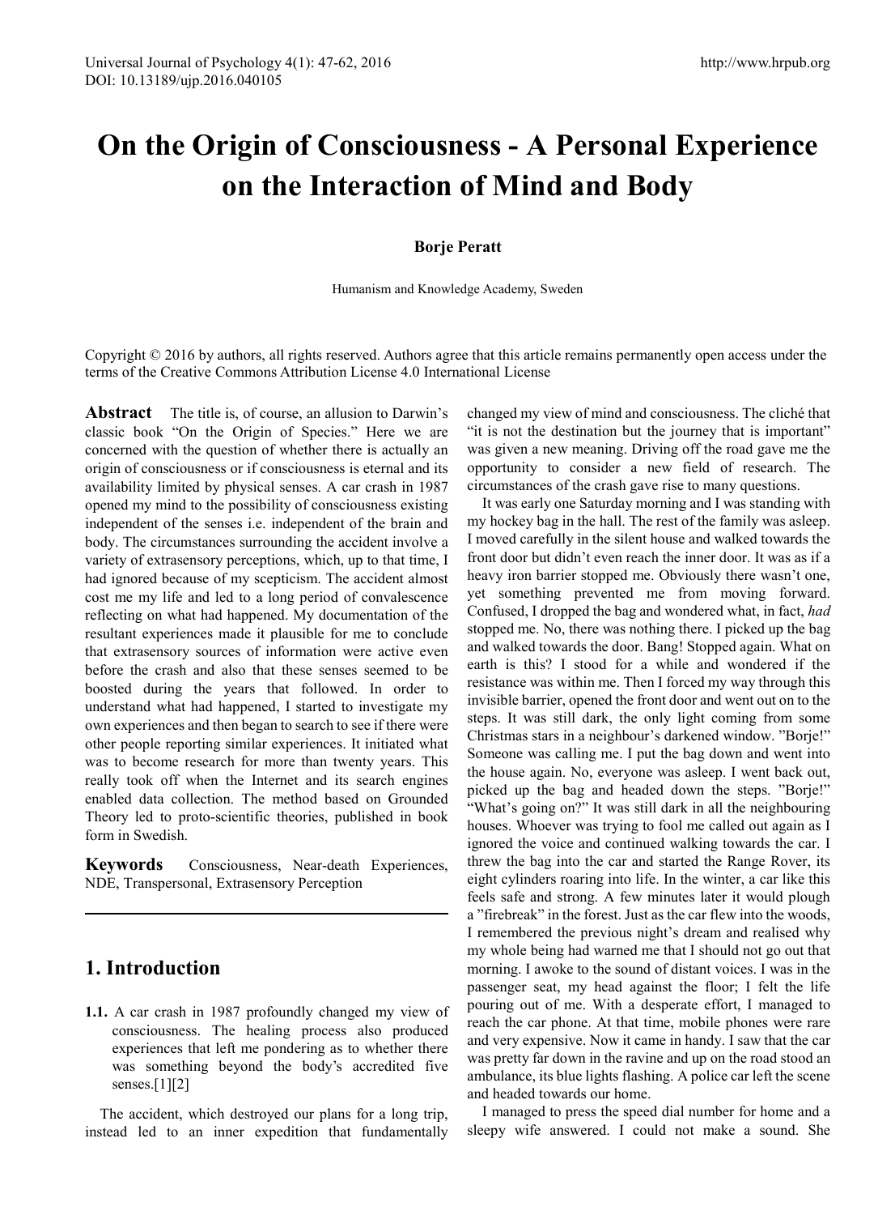# On the Origin of Consciousness - A Personal Experience on the Interaction of Mind and Body

**Borje Peratt**

Humanism and Knowledge Academy, Sweden

Copyright © 2016 by authors, all rights reserved. Authors agree that this article remains permanently open access under the terms of the Creative Commons Attribution License 4.0 International License

**Abstract** The title is, of course, an allusion to Darwin's classic book "On the Origin of Species." Here we are concerned with the question of whether there is actually an origin of consciousness or if consciousness is eternal and its availability limited by physical senses. A car crash in 1987 opened my mind to the possibility of consciousness existing independent of the senses i.e. independent of the brain and body. The circumstances surrounding the accident involve a variety of extrasensory perceptions, which, up to that time, I had ignored because of my scepticism. The accident almost cost me my life and led to a long period of convalescence reflecting on what had happened. My documentation of the resultant experiences made it plausible for me to conclude that extrasensory sources of information were active even before the crash and also that these senses seemed to be boosted during the years that followed. In order to understand what had happened, I started to investigate my own experiences and then began to search to see if there were other people reporting similar experiences. It initiated what was to become research for more than twenty years. This really took off when the Internet and its search engines enabled data collection. The method based on Grounded Theory led to proto-scientific theories, published in book form in Swedish.

**Keywords** Consciousness, Near-death Experiences, NDE, Transpersonal, Extrasensory Perception

## 1. Introduction

**1.1.** A car crash in 1987 profoundly changed my view of consciousness. The healing process also produced experiences that left me pondering as to whether there was something beyond the body's accredited five senses.[1][2]

The accident, which destroyed our plans for a long trip, instead led to an inner expedition that fundamentally changed my view of mind and consciousness. The cliché that "it is not the destination but the journey that is important" was given a new meaning. Driving off the road gave me the opportunity to consider a new field of research. The circumstances of the crash gave rise to many questions.

It was early one Saturday morning and I was standing with my hockey bag in the hall. The rest of the family was asleep. I moved carefully in the silent house and walked towards the front door but didn't even reach the inner door. It was as if a heavy iron barrier stopped me. Obviously there wasn't one, yet something prevented me from moving forward. Confused, I dropped the bag and wondered what, in fact, *had* stopped me. No, there was nothing there. I picked up the bag and walked towards the door. Bang! Stopped again. What on earth is this? I stood for a while and wondered if the resistance was within me. Then I forced my way through this invisible barrier, opened the front door and went out on to the steps. It was still dark, the only light coming from some Christmas stars in a neighbour's darkened window. "Borje!" Someone was calling me. I put the bag down and went into the house again. No, everyone was asleep. I went back out, picked up the bag and headed down the steps. "Borje!" "What's going on?" It was still dark in all the neighbouring houses. Whoever was trying to fool me called out again as I ignored the voice and continued walking towards the car. I threw the bag into the car and started the Range Rover, its eight cylinders roaring into life. In the winter, a car like this feels safe and strong. A few minutes later it would plough a "firebreak" in the forest. Just as the car flew into the woods, I remembered the previous night's dream and realised why my whole being had warned me that I should not go out that morning. I awoke to the sound of distant voices. I was in the passenger seat, my head against the floor; I felt the life pouring out of me. With a desperate effort, I managed to reach the car phone. At that time, mobile phones were rare and very expensive. Now it came in handy. I saw that the car was pretty far down in the ravine and up on the road stood an ambulance, its blue lights flashing. A police car left the scene and headed towards our home.

I managed to press the speed dial number for home and a sleepy wife answered. I could not make a sound. She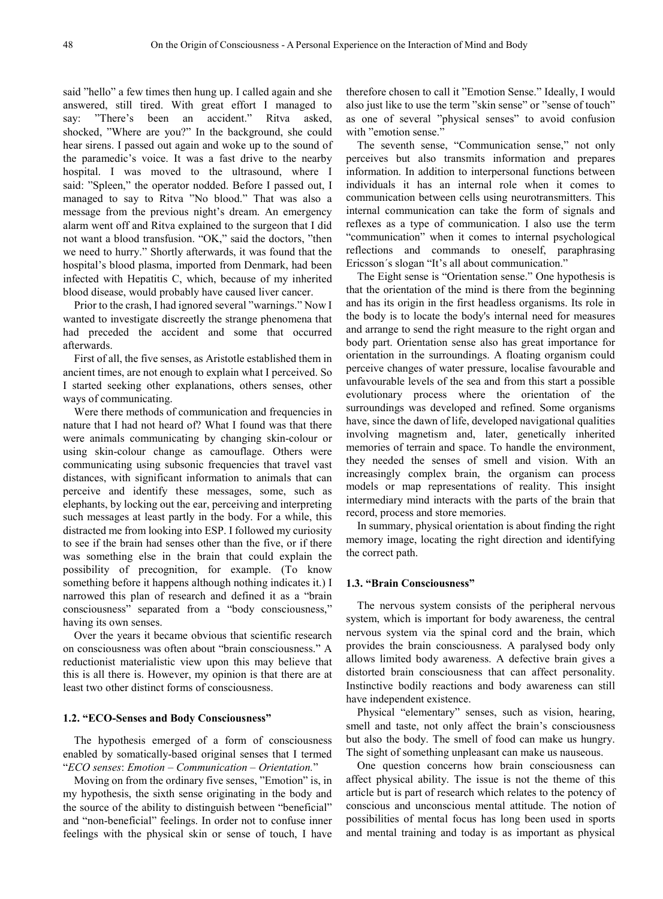said "hello" a few times then hung up. I called again and she answered, still tired. With great effort I managed to say: "There's been an accident." Ritva asked, shocked, "Where are you?" In the background, she could hear sirens. I passed out again and woke up to the sound of the paramedic's voice. It was a fast drive to the nearby hospital. I was moved to the ultrasound, where I said: "Spleen," the operator nodded. Before I passed out, I managed to say to Ritva "No blood." That was also a message from the previous night's dream. An emergency alarm went off and Ritva explained to the surgeon that I did not want a blood transfusion. "OK," said the doctors, "then we need to hurry." Shortly afterwards, it was found that the hospital's blood plasma, imported from Denmark, had been infected with Hepatitis C, which, because of my inherited blood disease, would probably have caused liver cancer.

Prior to the crash, I had ignored several "warnings." Now I wanted to investigate discreetly the strange phenomena that had preceded the accident and some that occurred afterwards.

First of all, the five senses, as Aristotle established them in ancient times, are not enough to explain what I perceived. So I started seeking other explanations, others senses, other ways of communicating.

Were there methods of communication and frequencies in nature that I had not heard of? What I found was that there were animals communicating by changing skin-colour or using skin-colour change as camouflage. Others were communicating using subsonic frequencies that travel vast distances, with significant information to animals that can perceive and identify these messages, some, such as elephants, by locking out the ear, perceiving and interpreting such messages at least partly in the body. For a while, this distracted me from looking into ESP. I followed my curiosity to see if the brain had senses other than the five, or if there was something else in the brain that could explain the possibility of precognition, for example. (To know something before it happens although nothing indicates it.) I narrowed this plan of research and defined it as a "brain consciousness" separated from a "body consciousness," having its own senses.

Over the years it became obvious that scientific research on consciousness was often about "brain consciousness." A reductionist materialistic view upon this may believe that this is all there is. However, my opinion is that there are at least two other distinct forms of consciousness.

### 1.2. "ECO-Senses and Body Consciousness"

The hypothesis emerged of a form of consciousness enabled by somatically-based original senses that I termed "*ECO senses*: *Emotion – Communication – Orientation.*"

Moving on from the ordinary five senses, "Emotion" is, in my hypothesis, the sixth sense originating in the body and the source of the ability to distinguish between "beneficial" and "non-beneficial" feelings. In order not to confuse inner feelings with the physical skin or sense of touch, I have therefore chosen to call it "Emotion Sense." Ideally, I would also just like to use the term "skin sense" or "sense of touch" as one of several "physical senses" to avoid confusion with "emotion sense."

The seventh sense, "Communication sense," not only perceives but also transmits information and prepares information. In addition to interpersonal functions between individuals it has an internal role when it comes to communication between cells using neurotransmitters. This internal communication can take the form of signals and reflexes as a type of communication. I also use the term "communication" when it comes to internal psychological reflections and commands to oneself, paraphrasing Ericsson´s slogan "It's all about communication."

The Eight sense is "Orientation sense." One hypothesis is that the orientation of the mind is there from the beginning and has its origin in the first headless organisms. Its role in the body is to locate the body's internal need for measures and arrange to send the right measure to the right organ and body part. Orientation sense also has great importance for orientation in the surroundings. A floating organism could perceive changes of water pressure, localise favourable and unfavourable levels of the sea and from this start a possible evolutionary process where the orientation of the surroundings was developed and refined. Some organisms have, since the dawn of life, developed navigational qualities involving magnetism and, later, genetically inherited memories of terrain and space. To handle the environment, they needed the senses of smell and vision. With an increasingly complex brain, the organism can process models or map representations of reality. This insight intermediary mind interacts with the parts of the brain that record, process and store memories.

In summary, physical orientation is about finding the right memory image, locating the right direction and identifying the correct path.

### 1.3. "Brain Consciousness"

The nervous system consists of the peripheral nervous system, which is important for body awareness, the central nervous system via the spinal cord and the brain, which provides the brain consciousness. A paralysed body only allows limited body awareness. A defective brain gives a distorted brain consciousness that can affect personality. Instinctive bodily reactions and body awareness can still have independent existence.

Physical "elementary" senses, such as vision, hearing, smell and taste, not only affect the brain's consciousness but also the body. The smell of food can make us hungry. The sight of something unpleasant can make us nauseous.

One question concerns how brain consciousness can affect physical ability. The issue is not the theme of this article but is part of research which relates to the potency of conscious and unconscious mental attitude. The notion of possibilities of mental focus has long been used in sports and mental training and today is as important as physical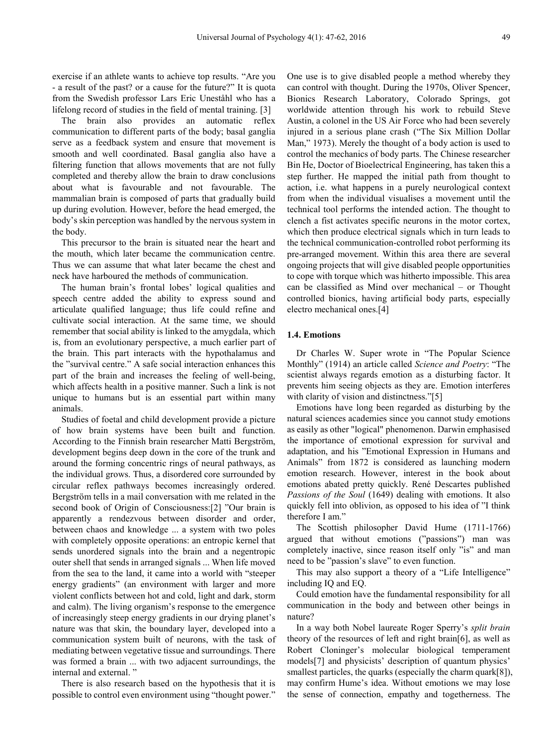exercise if an athlete wants to achieve top results. "Are you - a result of the past? or a cause for the future?" It is quota from the Swedish professor Lars Eric Uneståhl who has a lifelong record of studies in the field of mental training. [3]

The brain also provides an automatic reflex communication to different parts of the body; basal ganglia serve as a feedback system and ensure that movement is smooth and well coordinated. Basal ganglia also have a filtering function that allows movements that are not fully completed and thereby allow the brain to draw conclusions about what is favourable and not favourable. The mammalian brain is composed of parts that gradually build up during evolution. However, before the head emerged, the body's skin perception was handled by the nervous system in the body.

This precursor to the brain is situated near the heart and the mouth, which later became the communication centre. Thus we can assume that what later became the chest and neck have harboured the methods of communication.

The human brain's frontal lobes' logical qualities and speech centre added the ability to express sound and articulate qualified language; thus life could refine and cultivate social interaction. At the same time, we should remember that social ability is linked to the amygdala, which is, from an evolutionary perspective, a much earlier part of the brain. This part interacts with the hypothalamus and the "survival centre." A safe social interaction enhances this part of the brain and increases the feeling of well-being, which affects health in a positive manner. Such a link is not unique to humans but is an essential part within many animals.

Studies of foetal and child development provide a picture of how brain systems have been built and function. According to the Finnish brain researcher Matti Bergström, development begins deep down in the core of the trunk and around the forming concentric rings of neural pathways, as the individual grows. Thus, a disordered core surrounded by circular reflex pathways becomes increasingly ordered. Bergström tells in a mail conversation with me related in the second book of Origin of Consciousness:[2] "Our brain is apparently a rendezvous between disorder and order, between chaos and knowledge ... a system with two poles with completely opposite operations: an entropic kernel that sends unordered signals into the brain and a negentropic outer shell that sends in arranged signals ... When life moved from the sea to the land, it came into a world with "steeper energy gradients" (an environment with larger and more violent conflicts between hot and cold, light and dark, storm and calm). The living organism's response to the emergence of increasingly steep energy gradients in our drying planet's nature was that skin, the boundary layer, developed into a communication system built of neurons, with the task of mediating between vegetative tissue and surroundings. There was formed a brain ... with two adjacent surroundings, the internal and external. "

There is also research based on the hypothesis that it is possible to control even environment using "thought power." One use is to give disabled people a method whereby they can control with thought. During the 1970s, Oliver Spencer, Bionics Research Laboratory, Colorado Springs, got worldwide attention through his work to rebuild Steve Austin, a colonel in the US Air Force who had been severely injured in a serious plane crash ("The Six Million Dollar Man," 1973). Merely the thought of a body action is used to control the mechanics of body parts. The Chinese researcher Bin He, Doctor of Bioelectrical Engineering, has taken this a step further. He mapped the initial path from thought to action, i.e. what happens in a purely neurological context from when the individual visualises a movement until the technical tool performs the intended action. The thought to clench a fist activates specific neurons in the motor cortex, which then produce electrical signals which in turn leads to the technical communication-controlled robot performing its pre-arranged movement. Within this area there are several ongoing projects that will give disabled people opportunities to cope with torque which was hitherto impossible. This area can be classified as Mind over mechanical – or Thought controlled bionics, having artificial body parts, especially electro mechanical ones.[4]

### 1.4. Emotions

Dr Charles W. Super wrote in "The Popular Science Monthly" (1914) an article called *Science and Poetry*: "The scientist always regards emotion as a disturbing factor. It prevents him seeing objects as they are. Emotion interferes with clarity of vision and distinctness."[5]

Emotions have long been regarded as disturbing by the natural sciences academies since you cannot study emotions as easily as other "logical" phenomenon. Darwin emphasised the importance of emotional expression for survival and adaptation, and his "Emotional Expression in Humans and Animals" from 1872 is considered as launching modern emotion research. However, interest in the book about emotions abated pretty quickly. René Descartes published *Passions of the Soul* (1649) dealing with emotions. It also quickly fell into oblivion, as opposed to his idea of "I think therefore I am."

The Scottish philosopher David Hume (1711-1766) argued that without emotions ("passions") man was completely inactive, since reason itself only "is" and man need to be "passion's slave" to even function.

This may also support a theory of a "Life Intelligence" including IQ and EQ.

Could emotion have the fundamental responsibility for all communication in the body and between other beings in nature?

In a way both Nobel laureate Roger Sperry's *split brain* theory of the resources of left and right brain[6], as well as Robert Cloninger's molecular biological temperament models[7] and physicists' description of quantum physics' smallest particles, the quarks (especially the charm quark[8]), may confirm Hume's idea. Without emotions we may lose the sense of connection, empathy and togetherness. The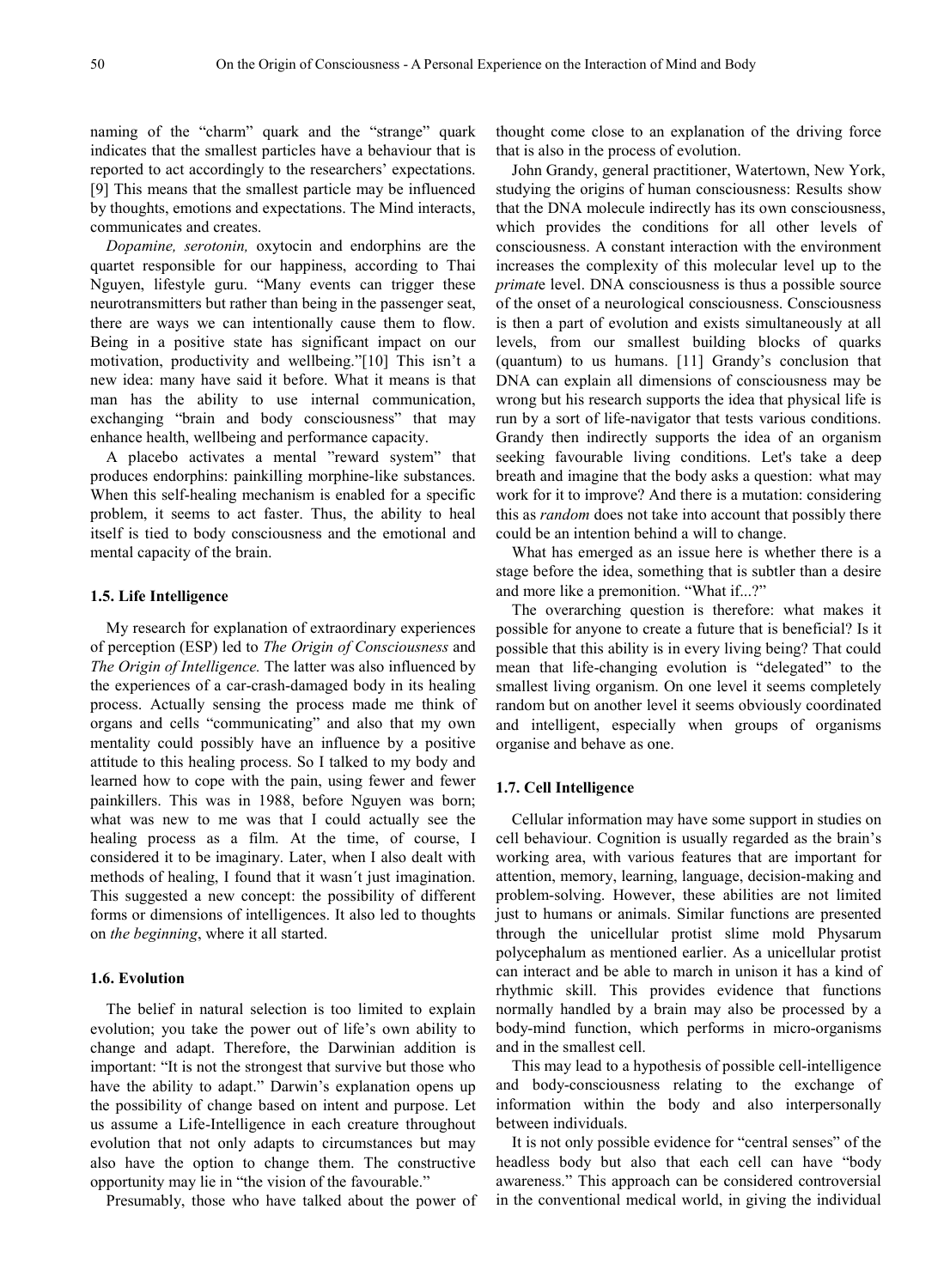naming of the "charm" quark and the "strange" quark indicates that the smallest particles have a behaviour that is reported to act accordingly to the researchers' expectations. [9] This means that the smallest particle may be influenced by thoughts, emotions and expectations. The Mind interacts, communicates and creates.

*Dopamine, serotonin,* oxytocin and endorphins are the quartet responsible for our happiness, according to Thai Nguyen, lifestyle guru. "Many events can trigger these neurotransmitters but rather than being in the passenger seat, there are ways we can intentionally cause them to flow. Being in a positive state has significant impact on our motivation, productivity and wellbeing."[10] This isn't a new idea: many have said it before. What it means is that man has the ability to use internal communication, exchanging "brain and body consciousness" that may enhance health, wellbeing and performance capacity.

A placebo activates a mental "reward system" that produces endorphins: painkilling morphine-like substances. When this self-healing mechanism is enabled for a specific problem, it seems to act faster. Thus, the ability to heal itself is tied to body consciousness and the emotional and mental capacity of the brain.

### 1.5. Life Intelligence

My research for explanation of extraordinary experiences of perception (ESP) led to *The Origin of Consciousness* and *The Origin of Intelligence.* The latter was also influenced by the experiences of a car-crash-damaged body in its healing process. Actually sensing the process made me think of organs and cells "communicating" and also that my own mentality could possibly have an influence by a positive attitude to this healing process. So I talked to my body and learned how to cope with the pain, using fewer and fewer painkillers. This was in 1988, before Nguyen was born; what was new to me was that I could actually see the healing process as a film. At the time, of course, I considered it to be imaginary. Later, when I also dealt with methods of healing, I found that it wasn´t just imagination. This suggested a new concept: the possibility of different forms or dimensions of intelligences. It also led to thoughts on *the beginning*, where it all started.

### 1.6. Evolution

The belief in natural selection is too limited to explain evolution; you take the power out of life's own ability to change and adapt. Therefore, the Darwinian addition is important: "It is not the strongest that survive but those who have the ability to adapt." Darwin's explanation opens up the possibility of change based on intent and purpose. Let us assume a Life-Intelligence in each creature throughout evolution that not only adapts to circumstances but may also have the option to change them. The constructive opportunity may lie in "the vision of the favourable."

Presumably, those who have talked about the power of thought come close to an explanation of the driving force that is also in the process of evolution.

John Grandy, general practitioner, Watertown, New York, studying the origins of human consciousness: Results show that the DNA molecule indirectly has its own consciousness, which provides the conditions for all other levels of consciousness. A constant interaction with the environment increases the complexity of this molecular level up to the *primate* level. DNA consciousness is thus a possible source of the onset of a neurological consciousness. Consciousness is then a part of evolution and exists simultaneously at all levels, from our smallest building blocks of quarks (quantum) to us humans. [11] Grandy's conclusion that DNA can explain all dimensions of consciousness may be wrong but his research supports the idea that physical life is run by a sort of life-navigator that tests various conditions. Grandy then indirectly supports the idea of an organism seeking favourable living conditions. Let's take a deep breath and imagine that the body asks a question: what may work for it to improve? And there is a mutation: considering this as *random* does not take into account that possibly there could be an intention behind a will to change.

What has emerged as an issue here is whether there is a stage before the idea, something that is subtler than a desire and more like a premonition. "What if...?"

The overarching question is therefore: what makes it possible for anyone to create a future that is beneficial? Is it possible that this ability is in every living being? That could mean that life-changing evolution is "delegated" to the smallest living organism. On one level it seems completely random but on another level it seems obviously coordinated and intelligent, especially when groups of organisms organise and behave as one.

### 1.7. Cell Intelligence

Cellular information may have some support in studies on cell behaviour. Cognition is usually regarded as the brain's working area, with various features that are important for attention, memory, learning, language, decision-making and problem-solving. However, these abilities are not limited just to humans or animals. Similar functions are presented through the unicellular protist slime mold Physarum polycephalum as mentioned earlier. As a unicellular protist can interact and be able to march in unison it has a kind of rhythmic skill. This provides evidence that functions normally handled by a brain may also be processed by a body-mind function, which performs in micro-organisms and in the smallest cell.

This may lead to a hypothesis of possible cell-intelligence and body-consciousness relating to the exchange of information within the body and also interpersonally between individuals.

It is not only possible evidence for "central senses" of the headless body but also that each cell can have "body awareness." This approach can be considered controversial in the conventional medical world, in giving the individual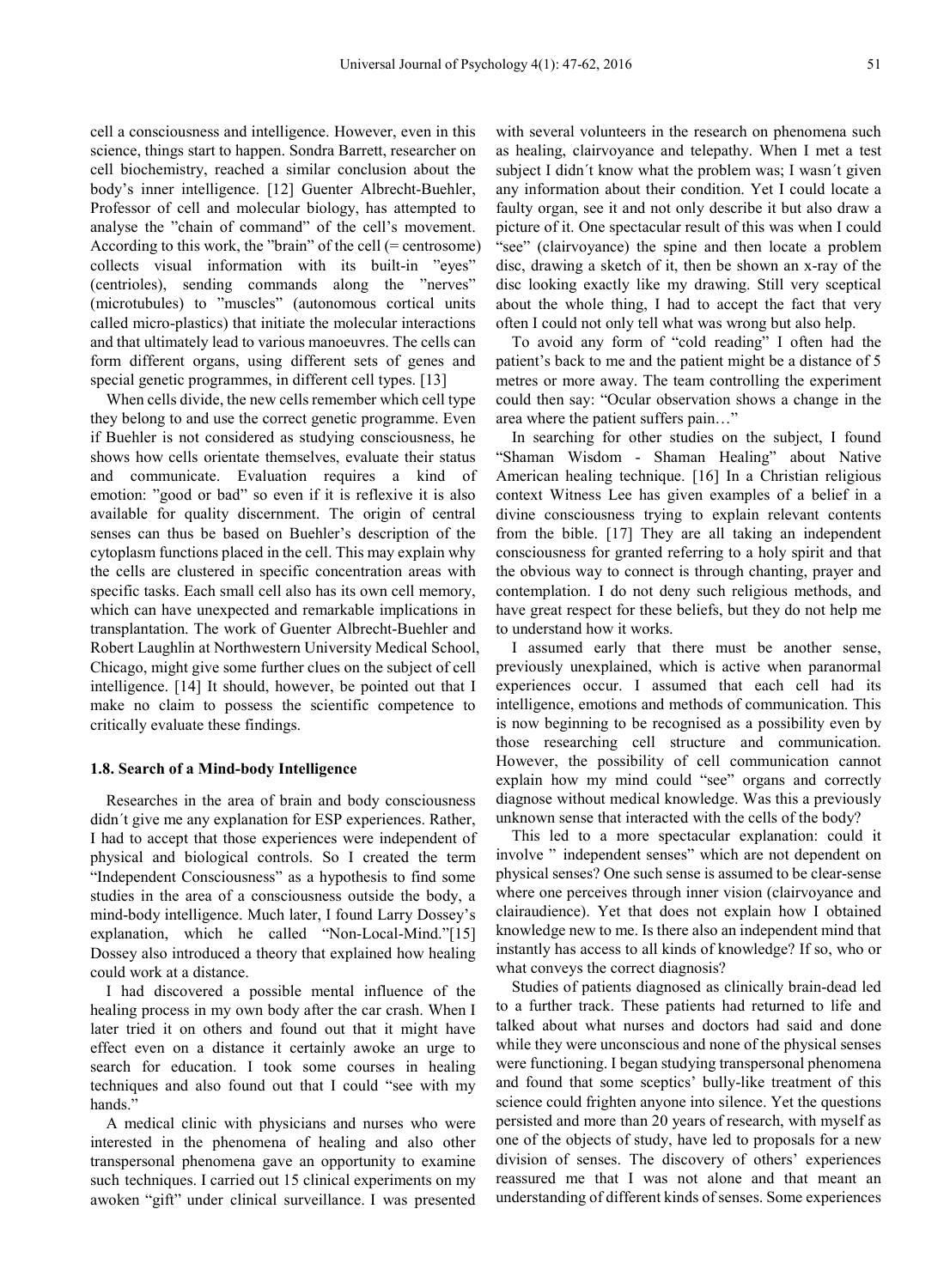cell a consciousness and intelligence. However, even in this science, things start to happen. Sondra Barrett, researcher on cell biochemistry, reached a similar conclusion about the body's inner intelligence. [12] Guenter Albrecht-Buehler, Professor of cell and molecular biology, has attempted to analyse the "chain of command" of the cell's movement. According to this work, the "brain" of the cell (= centrosome) collects visual information with its built-in "eyes" (centrioles), sending commands along the "nerves" (microtubules) to "muscles" (autonomous cortical units called micro-plastics) that initiate the molecular interactions and that ultimately lead to various manoeuvres. The cells can form different organs, using different sets of genes and special genetic programmes, in different cell types. [13]

When cells divide, the new cells remember which cell type they belong to and use the correct genetic programme. Even if Buehler is not considered as studying consciousness, he shows how cells orientate themselves, evaluate their status and communicate. Evaluation requires a kind of emotion: "good or bad" so even if it is reflexive it is also available for quality discernment. The origin of central senses can thus be based on Buehler's description of the cytoplasm functions placed in the cell. This may explain why the cells are clustered in specific concentration areas with specific tasks. Each small cell also has its own cell memory, which can have unexpected and remarkable implications in transplantation. The work of Guenter Albrecht-Buehler and Robert Laughlin at Northwestern University Medical School, Chicago, might give some further clues on the subject of cell intelligence. [14] It should, however, be pointed out that I make no claim to possess the scientific competence to critically evaluate these findings.

### 1.8. Search of a Mind-body Intelligence

Researches in the area of brain and body consciousness didn´t give me any explanation for ESP experiences. Rather, I had to accept that those experiences were independent of physical and biological controls. So I created the term "Independent Consciousness" as a hypothesis to find some studies in the area of a consciousness outside the body, a mind-body intelligence. Much later, I found Larry Dossey's explanation, which he called "Non-Local-Mind."[15] Dossey also introduced a theory that explained how healing could work at a distance.

I had discovered a possible mental influence of the healing process in my own body after the car crash. When I later tried it on others and found out that it might have effect even on a distance it certainly awoke an urge to search for education. I took some courses in healing techniques and also found out that I could "see with my hands."

A medical clinic with physicians and nurses who were interested in the phenomena of healing and also other transpersonal phenomena gave an opportunity to examine such techniques. I carried out 15 clinical experiments on my awoken "gift" under clinical surveillance. I was presented with several volunteers in the research on phenomena such as healing, clairvoyance and telepathy. When I met a test subject I didn´t know what the problem was; I wasn´t given any information about their condition. Yet I could locate a faulty organ, see it and not only describe it but also draw a picture of it. One spectacular result of this was when I could "see" (clairvoyance) the spine and then locate a problem disc, drawing a sketch of it, then be shown an x-ray of the disc looking exactly like my drawing. Still very sceptical about the whole thing, I had to accept the fact that very often I could not only tell what was wrong but also help.

To avoid any form of "cold reading" I often had the patient's back to me and the patient might be a distance of 5 metres or more away. The team controlling the experiment could then say: "Ocular observation shows a change in the area where the patient suffers pain…"

In searching for other studies on the subject, I found "Shaman Wisdom - Shaman Healing" about Native American healing technique. [16] In a Christian religious context Witness Lee has given examples of a belief in a divine consciousness trying to explain relevant contents from the bible. [17] They are all taking an independent consciousness for granted referring to a holy spirit and that the obvious way to connect is through chanting, prayer and contemplation. I do not deny such religious methods, and have great respect for these beliefs, but they do not help me to understand how it works.

I assumed early that there must be another sense, previously unexplained, which is active when paranormal experiences occur. I assumed that each cell had its intelligence, emotions and methods of communication. This is now beginning to be recognised as a possibility even by those researching cell structure and communication. However, the possibility of cell communication cannot explain how my mind could "see" organs and correctly diagnose without medical knowledge. Was this a previously unknown sense that interacted with the cells of the body?

This led to a more spectacular explanation: could it involve " independent senses" which are not dependent on physical senses? One such sense is assumed to be clear-sense where one perceives through inner vision (clairvoyance and clairaudience). Yet that does not explain how I obtained knowledge new to me. Is there also an independent mind that instantly has access to all kinds of knowledge? If so, who or what conveys the correct diagnosis?

Studies of patients diagnosed as clinically brain-dead led to a further track. These patients had returned to life and talked about what nurses and doctors had said and done while they were unconscious and none of the physical senses were functioning. I began studying transpersonal phenomena and found that some sceptics' bully-like treatment of this science could frighten anyone into silence. Yet the questions persisted and more than 20 years of research, with myself as one of the objects of study, have led to proposals for a new division of senses. The discovery of others' experiences reassured me that I was not alone and that meant an understanding of different kinds of senses. Some experiences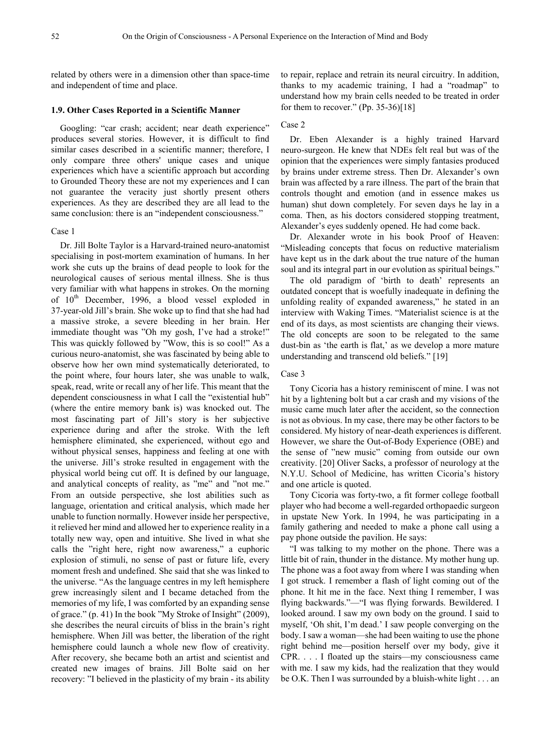related by others were in a dimension other than space-time and independent of time and place.

### 1.9. Other Cases Reported in a Scientific Manner

Googling: "car crash; accident; near death experience" produces several stories. However, it is difficult to find similar cases described in a scientific manner; therefore, I only compare three others' unique cases and unique experiences which have a scientific approach but according to Grounded Theory these are not my experiences and I can not guarantee the veracity just shortly present others experiences. As they are described they are all lead to the same conclusion: there is an "independent consciousness."

Case 1

Dr. Jill Bolte Taylor is a Harvard-trained neuro-anatomist specialising in post-mortem examination of humans. In her work she cuts up the brains of dead people to look for the neurological causes of serious mental illness. She is thus very familiar with what happens in strokes. On the morning of 10[th] December, 1996, a blood vessel exploded in 37-year-old Jill's brain. She woke up to find that she had had a massive stroke, a severe bleeding in her brain. Her immediate thought was "Oh my gosh, I've had a stroke!" This was quickly followed by "Wow, this is so cool!" As a curious neuro-anatomist, she was fascinated by being able to observe how her own mind systematically deteriorated, to the point where, four hours later, she was unable to walk, speak, read, write or recall any of her life. This meant that the dependent consciousness in what I call the "existential hub" (where the entire memory bank is) was knocked out. The most fascinating part of Jill's story is her subjective experience during and after the stroke. With the left hemisphere eliminated, she experienced, without ego and without physical senses, happiness and feeling at one with the universe. Jill's stroke resulted in engagement with the physical world being cut off. It is defined by our language, and analytical concepts of reality, as "me" and "not me." From an outside perspective, she lost abilities such as language, orientation and critical analysis, which made her unable to function normally. However inside her perspective, it relieved her mind and allowed her to experience reality in a totally new way, open and intuitive. She lived in what she calls the "right here, right now awareness," a euphoric explosion of stimuli, no sense of past or future life, every moment fresh and undefined. She said that she was linked to the universe. "As the language centres in my left hemisphere grew increasingly silent and I became detached from the memories of my life, I was comforted by an expanding sense of grace." (p. 41) In the book "My Stroke of Insight" (2009), she describes the neural circuits of bliss in the brain's right hemisphere. When Jill was better, the liberation of the right hemisphere could launch a whole new flow of creativity. After recovery, she became both an artist and scientist and created new images of brains. Jill Bolte said on her recovery: "I believed in the plasticity of my brain - its ability to repair, replace and retrain its neural circuitry. In addition, thanks to my academic training, I had a "roadmap" to understand how my brain cells needed to be treated in order for them to recover." (Pp. 35-36)[18]

Case 2

Dr. Eben Alexander is a highly trained Harvard neuro-surgeon. He knew that NDEs felt real but was of the opinion that the experiences were simply fantasies produced by brains under extreme stress. Then Dr. Alexander's own brain was affected by a rare illness. The part of the brain that controls thought and emotion (and in essence makes us human) shut down completely. For seven days he lay in a coma. Then, as his doctors considered stopping treatment, Alexander's eyes suddenly opened. He had come back.

Dr. Alexander wrote in his book Proof of Heaven: "Misleading concepts that focus on reductive materialism have kept us in the dark about the true nature of the human soul and its integral part in our evolution as spiritual beings."

The old paradigm of 'birth to death' represents an outdated concept that is woefully inadequate in defining the unfolding reality of expanded awareness," he stated in an interview with Waking Times. "Materialist science is at the end of its days, as most scientists are changing their views. The old concepts are soon to be relegated to the same dust-bin as 'the earth is flat,' as we develop a more mature understanding and transcend old beliefs." [19]

Case 3

Tony Cicoria has a history reminiscent of mine. I was not hit by a lightening bolt but a car crash and my visions of the music came much later after the accident, so the connection is not as obvious. In my case, there may be other factors to be considered. My history of near-death experiences is different. However, we share the Out-of-Body Experience (OBE) and the sense of "new music" coming from outside our own creativity. [20] Oliver Sacks", a professor of neurology at the N.Y.U. School of Medicine, has written Cicoria's history and one article is quoted.

Tony Cicoria was forty-two, a fit former college football player who had become a well-regarded orthopaedic surgeon in upstate New York. In 1994, he was participating in a family gathering and needed to make a phone call using a pay phone outside the pavilion. He says:

"I was talking to my mother on the phone. There was a little bit of rain, thunder in the distance. My mother hung up. The phone was a foot away from where I was standing when I got struck. I remember a flash of light coming out of the phone. It hit me in the face. Next thing I remember, I was flying backwards."—"I was flying forwards. Bewildered. I looked around. I saw my own body on the ground. I said to myself, 'Oh shit, I'm dead.' I saw people converging on the body. I saw a woman—she had been waiting to use the phone right behind me—position herself over my body, give it CPR. . . . I floated up the stairs—my consciousness came with me. I saw my kids, had the realization that they would be O.K. Then I was surrounded by a bluish-white light . . . an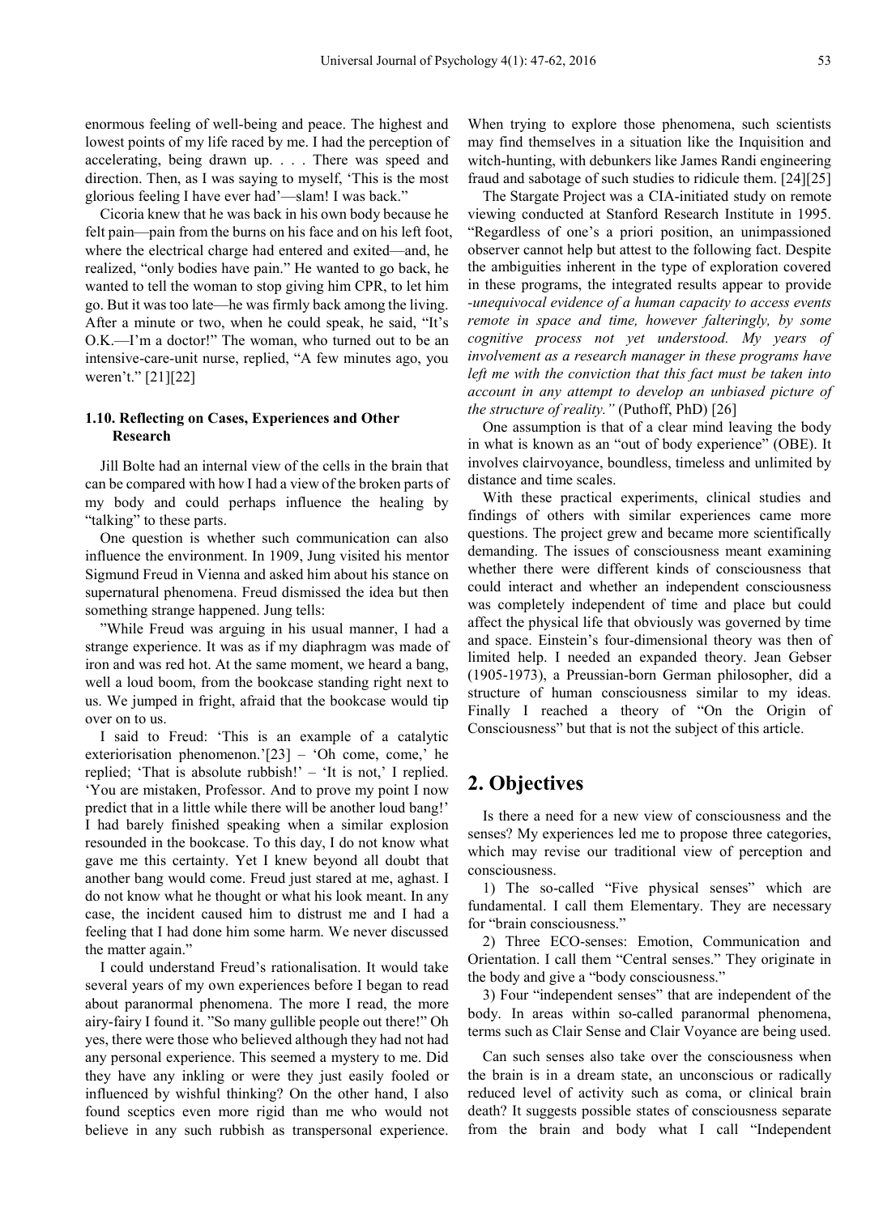enormous feeling of well-being and peace. The highest and lowest points of my life raced by me. I had the perception of accelerating, being drawn up. . . . There was speed and direction. Then, as I was saying to myself, 'This is the most glorious feeling I have ever had'—slam! I was back."

Cicoria knew that he was back in his own body because he felt pain—pain from the burns on his face and on his left foot, where the electrical charge had entered and exited—and, he realized, "only bodies have pain." He wanted to go back, he wanted to tell the woman to stop giving him CPR, to let him go. But it was too late—he was firmly back among the living. After a minute or two, when he could speak, he said, "It's O.K.—I'm a doctor!" The woman, who turned out to be an intensive-care-unit nurse, replied, "A few minutes ago, you weren't." [21][22]

### 1.10. Reflecting on Cases, Experiences and Other Research

Jill Bolte had an internal view of the cells in the brain that can be compared with how I had a view of the broken parts of my body and could perhaps influence the healing by "talking" to these parts.

One question is whether such communication can also influence the environment. In 1909, Jung visited his mentor Sigmund Freud in Vienna and asked him about his stance on supernatural phenomena. Freud dismissed the idea but then something strange happened. Jung tells:

"While Freud was arguing in his usual manner, I had a strange experience. It was as if my diaphragm was made of iron and was red hot. At the same moment, we heard a bang, well a loud boom, from the bookcase standing right next to us. We jumped in fright, afraid that the bookcase would tip over on to us.

I said to Freud: 'This is an example of a catalytic exteriorisation phenomenon.'[23] – 'Oh come, come,' he replied; 'That is absolute rubbish!' – 'It is not,' I replied. 'You are mistaken, Professor. And to prove my point I now predict that in a little while there will be another loud bang!' I had barely finished speaking when a similar explosion resounded in the bookcase. To this day, I do not know what gave me this certainty. Yet I knew beyond all doubt that another bang would come. Freud just stared at me, aghast. I do not know what he thought or what his look meant. In any case, the incident caused him to distrust me and I had a feeling that I had done him some harm. We never discussed the matter again."

I could understand Freud's rationalisation. It would take several years of my own experiences before I began to read about paranormal phenomena. The more I read, the more airy-fairy I found it. "So many gullible people out there!" Oh yes, there were those who believed although they had not had any personal experience. This seemed a mystery to me. Did they have any inkling or were they just easily fooled or influenced by wishful thinking? On the other hand, I also found sceptics even more rigid than me who would not believe in any such rubbish as transpersonal experience. When trying to explore those phenomena, such scientists may find themselves in a situation like the Inquisition and witch-hunting, with debunkers like James Randi engineering fraud and sabotage of such studies to ridicule them. [24][25]

The Stargate Project was a CIA-initiated study on remote viewing conducted at Stanford Research Institute in 1995. "Regardless of one's a priori position, an unimpassioned observer cannot help but attest to the following fact. Despite the ambiguities inherent in the type of exploration covered in these programs, the integrated results appear to provide *-unequivocal evidence of a human capacity to access events remote in space and time, however falteringly, by some cognitive process not yet understood. My years of involvement as a research manager in these programs have left me with the conviction that this fact must be taken into account in any attempt to develop an unbiased picture of the structure of reality."* (Puthoff, PhD) [26]

One assumption is that of a clear mind leaving the body in what is known as an "out of body experience" (OBE). It involves clairvoyance, boundless, timeless and unlimited by distance and time scales.

With these practical experiments, clinical studies and findings of others with similar experiences came more questions. The project grew and became more scientifically demanding. The issues of consciousness meant examining whether there were different kinds of consciousness that could interact and whether an independent consciousness was completely independent of time and place but could affect the physical life that obviously was governed by time and space. Einstein's four-dimensional theory was then of limited help. I needed an expanded theory. Jean Gebser (1905-1973), a Preussian-born German philosopher, did a structure of human consciousness similar to my ideas. Finally I reached a theory of "On the Origin of Consciousness" but that is not the subject of this article.

## 2. Objectives

Is there a need for a new view of consciousness and the senses? My experiences led me to propose three categories, which may revise our traditional view of perception and consciousness.

1) The so-called "Five physical senses" which are fundamental. I call them Elementary. They are necessary for "brain consciousness."

2) Three ECO-senses: Emotion, Communication and Orientation. I call them "Central senses." They originate in the body and give a "body consciousness."

3) Four "independent senses" that are independent of the body. In areas within so-called paranormal phenomena, terms such as Clair Sense and Clair Voyance are being used.

Can such senses also take over the consciousness when the brain is in a dream state, an unconscious or radically reduced level of activity such as coma, or clinical brain death? It suggests possible states of consciousness separate from the brain and body what I call "Independent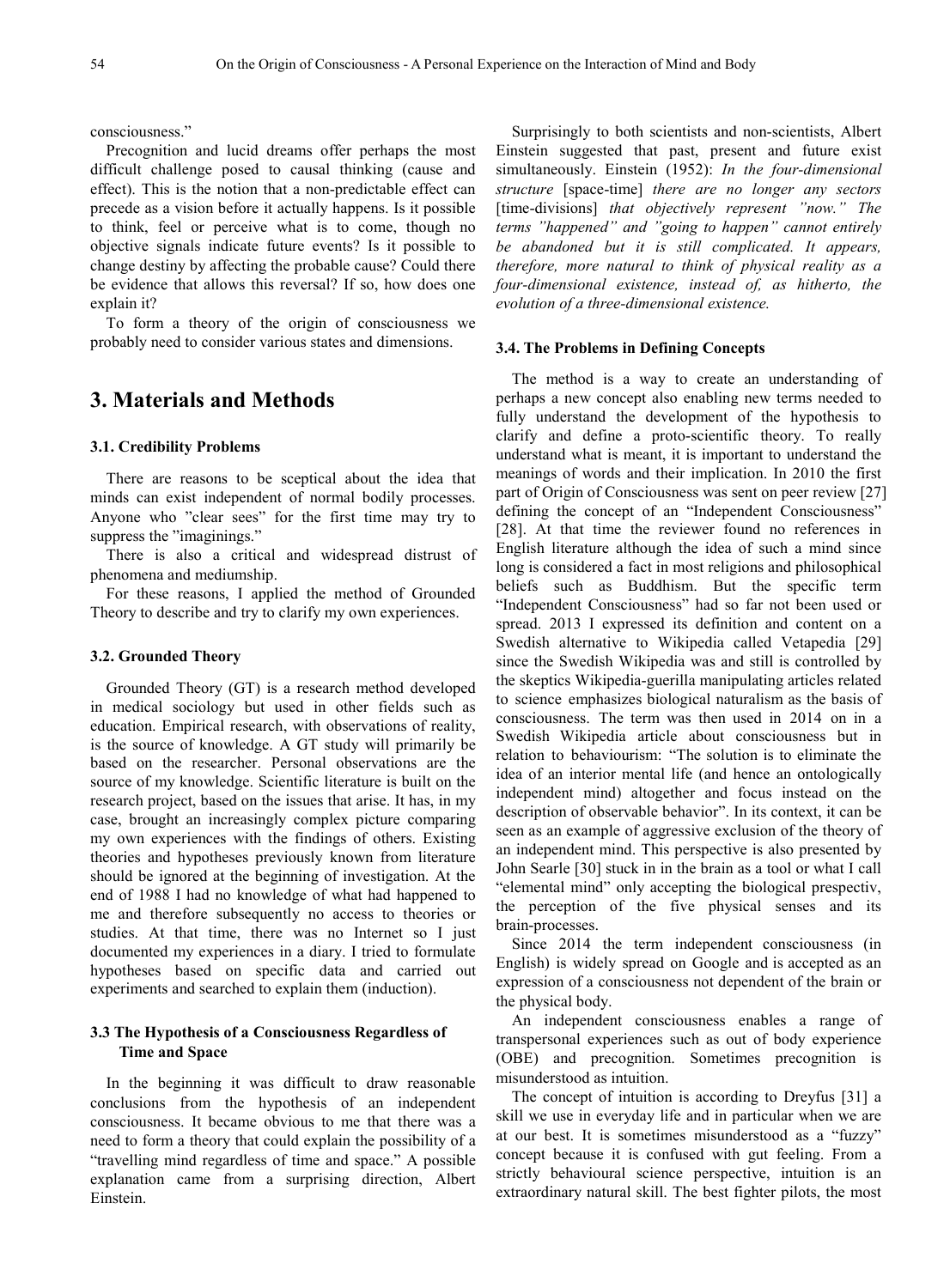consciousness."

Precognition and lucid dreams offer perhaps the most difficult challenge posed to causal thinking (cause and effect). This is the notion that a non-predictable effect can precede as a vision before it actually happens. Is it possible to think, feel or perceive what is to come, though no objective signals indicate future events? Is it possible to change destiny by affecting the probable cause? Could there be evidence that allows this reversal? If so, how does one explain it?

To form a theory of the origin of consciousness we probably need to consider various states and dimensions.

## 3. Materials and Methods

### 3.1. Credibility Problems

There are reasons to be sceptical about the idea that minds can exist independent of normal bodily processes. Anyone who "clear sees" for the first time may try to suppress the "imaginings."

There is also a critical and widespread distrust of phenomena and mediumship.

For these reasons, I applied the method of Grounded Theory to describe and try to clarify my own experiences.

### 3.2. Grounded Theory

Grounded Theory (GT) is a research method developed in medical sociology but used in other fields such as education. Empirical research, with observations of reality, is the source of knowledge. A GT study will primarily be based on the researcher. Personal observations are the source of my knowledge. Scientific literature is built on the research project, based on the issues that arise. It has, in my case, brought an increasingly complex picture comparing my own experiences with the findings of others. Existing theories and hypotheses previously known from literature should be ignored at the beginning of investigation. At the end of 1988 I had no knowledge of what had happened to me and therefore subsequently no access to theories or studies. At that time, there was no Internet so I just documented my experiences in a diary. I tried to formulate hypotheses based on specific data and carried out experiments and searched to explain them (induction).

### 3.3 The Hypothesis of a Consciousness Regardless of Time and Space

In the beginning it was difficult to draw reasonable conclusions from the hypothesis of an independent consciousness. It became obvious to me that there was a need to form a theory that could explain the possibility of a "travelling mind regardless of time and space." A possible explanation came from a surprising direction, Albert Einstein.

Surprisingly to both scientists and non-scientists, Albert Einstein suggested that past, present and future exist simultaneously. Einstein (1952): *In the four-dimensional structure* [space-time] *there are no longer any sectors* [time-divisions] *that objectively represent "now." The terms "happened" and "going to happen" cannot entirely be abandoned but it is still complicated. It appears, therefore, more natural to think of physical reality as a four-dimensional existence, instead of, as hitherto, the evolution of a three-dimensional existence.*

### 3.4. The Problems in Defining Concepts

The method is a way to create an understanding of perhaps a new concept also enabling new terms needed to fully understand the development of the hypothesis to clarify and define a proto-scientific theory. To really understand what is meant, it is important to understand the meanings of words and their implication. In 2010 the first part of Origin of Consciousness was sent on peer review [27] defining the concept of an "Independent Consciousness" [28]. At that time the reviewer found no references in English literature although the idea of such a mind since long is considered a fact in most religions and philosophical beliefs such as Buddhism. But the specific term "Independent Consciousness" had so far not been used or spread. 2013 I expressed its definition and content on a Swedish alternative to Wikipedia called Vetapedia [29] since the Swedish Wikipedia was and still is controlled by the skeptics Wikipedia-guerilla manipulating articles related to science emphasizes biological naturalism as the basis of consciousness. The term was then used in 2014 on in a Swedish Wikipedia article about consciousness but in relation to behaviourism: "The solution is to eliminate the idea of an interior mental life (and hence an ontologically independent mind) altogether and focus instead on the description of observable behavior". In its context, it can be seen as an example of aggressive exclusion of the theory of an independent mind. This perspective is also presented by John Searle [30] stuck in in the brain as a tool or what I call "elemental mind" only accepting the biological prespectiv, the perception of the five physical senses and its brain-processes.

Since 2014 the term independent consciousness (in English) is widely spread on Google and is accepted as an expression of a consciousness not dependent of the brain or the physical body.

An independent consciousness enables a range of transpersonal experiences such as out of body experience (OBE) and precognition. Sometimes precognition is misunderstood as intuition.

The concept of intuition is according to Dreyfus [31] a skill we use in everyday life and in particular when we are at our best. It is sometimes misunderstood as a "fuzzy" concept because it is confused with gut feeling. From a strictly behavioural science perspective, intuition is an extraordinary natural skill. The best fighter pilots, the most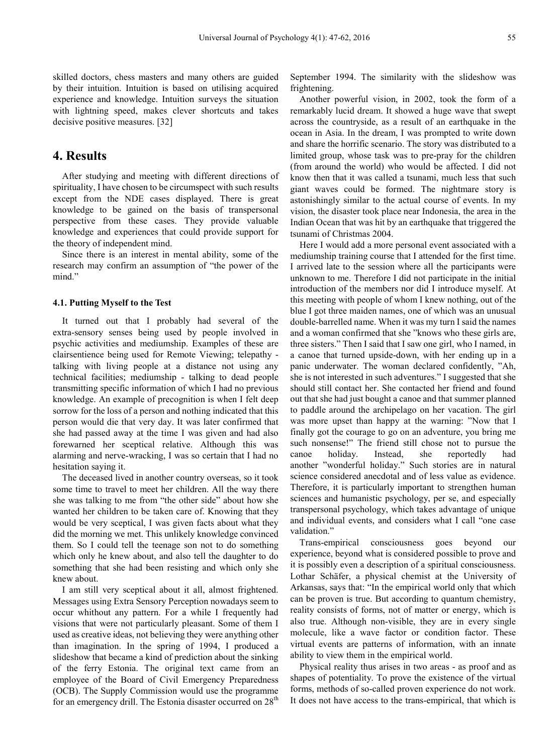skilled doctors, chess masters and many others are guided by their intuition. Intuition is based on utilising acquired experience and knowledge. Intuition surveys the situation with lightning speed, makes clever shortcuts and takes decisive positive measures. [32]

# 4. Results

After studying and meeting with different directions of spirituality, I have chosen to be circumspect with such results except from the NDE cases displayed. There is great knowledge to be gained on the basis of transpersonal perspective from these cases. They provide valuable knowledge and experiences that could provide support for the theory of independent mind.

Since there is an interest in mental ability, some of the research may confirm an assumption of "the power of the mind."

### 4.1. Putting Myself to the Test

It turned out that I probably had several of the extra-sensory senses being used by people involved in psychic activities and mediumship. Examples of these are clairsentience being used for Remote Viewing; telepathy - talking with living people at a distance not using any technical facilities; mediumship - talking to dead people transmitting specific information of which I had no previous knowledge. An example of precognition is when I felt deep sorrow for the loss of a person and nothing indicated that this person would die that very day. It was later confirmed that she had passed away at the time I was given and had also forewarned her sceptical relative. Although this was alarming and nerve-wracking, I was so certain that I had no hesitation saying it.

The deceased lived in another country overseas, so it took some time to travel to meet her children. All the way there she was talking to me from "the other side" about how she wanted her children to be taken care of. Knowing that they would be very sceptical, I was given facts about what they did the morning we met. This unlikely knowledge convinced them. So I could tell the teenage son not to do something which only he knew about, and also tell the daughter to do something that she had been resisting and which only she knew about.

I am still very sceptical about it all, almost frightened. Messages using Extra Sensory Perception nowadays seem to occur whithout any pattern. For a while I frequently had visions that were not particularly pleasant. Some of them I used as creative ideas, not believing they were anything other than imagination. In the spring of 1994, I produced a slideshow that became a kind of prediction about the sinking of the ferry Estonia. The original text came from an employee of the Board of Civil Emergency Preparedness (OCB). The Supply Commission would use the programme for an emergency drill. The Estonia disaster occurred on 28[th] September 1994. The similarity with the slideshow was frightening.

Another powerful vision, in 2002, took the form of a remarkably lucid dream. It showed a huge wave that swept across the countryside, as a result of an earthquake in the ocean in Asia. In the dream, I was prompted to write down and share the horrific scenario. The story was distributed to a limited group, whose task was to pre-pray for the children (from around the world) who would be affected. I did not know then that it was called a tsunami, much less that such giant waves could be formed. The nightmare story is astonishingly similar to the actual course of events. In my vision, the disaster took place near Indonesia, the area in the Indian Ocean that was hit by an earthquake that triggered the tsunami of Christmas 2004.

Here I would add a more personal event associated with a mediumship training course that I attended for the first time. I arrived late to the session where all the participants were unknown to me. Therefore I did not participate in the initial introduction of the members nor did I introduce myself. At this meeting with people of whom I knew nothing, out of the blue I got three maiden names, one of which was an unusual double-barrelled name. When it was my turn I said the names and a woman confirmed that she "knows who these girls are, three sisters." Then I said that I saw one girl, who I named, in a canoe that turned upside-down, with her ending up in a panic underwater. The woman declared confidently, "Ah, she is not interested in such adventures." I suggested that she should still contact her. She contacted her friend and found out that she had just bought a canoe and that summer planned to paddle around the archipelago on her vacation. The girl was more upset than happy at the warning: "Now that I finally got the courage to go on an adventure, you bring me such nonsense!" The friend still chose not to pursue the canoe holiday. Instead, she reportedly had another "wonderful holiday." Such stories are in natural science considered anecdotal and of less value as evidence. Therefore, it is particularly important to strengthen human sciences and humanistic psychology, per se, and especially transpersonal psychology, which takes advantage of unique and individual events, and considers what I call "one case validation."

Trans-empirical consciousness goes beyond our experience, beyond what is considered possible to prove and it is possibly even a description of a spiritual consciousness. Lothar Schäfer, a physical chemist at the University of Arkansas, says that: "In the empirical world only that which can be proven is true. But according to quantum chemistry, reality consists of forms, not of matter or energy, which is also true. Although non-visible, they are in every single molecule, like a wave factor or condition factor. These virtual events are patterns of information, with an innate ability to view them in the empirical world.

Physical reality thus arises in two areas - as proof and as shapes of potentiality. To prove the existence of the virtual forms, methods of so-called proven experience do not work. It does not have access to the trans-empirical, that which is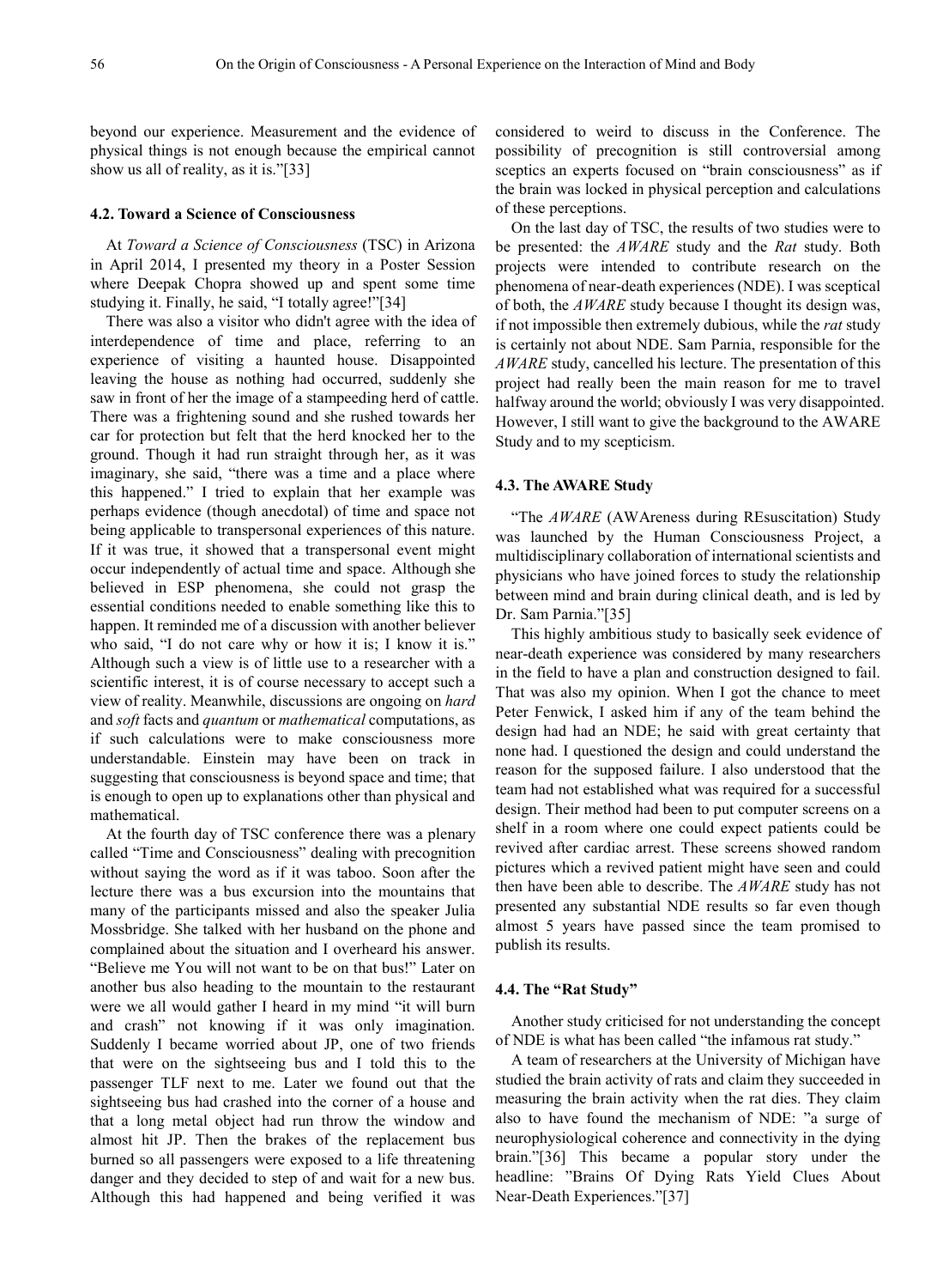beyond our experience. Measurement and the evidence of physical things is not enough because the empirical cannot show us all of reality, as it is."[33]

### 4.2. Toward a Science of Consciousness

At *Toward a Science of Consciousness* (TSC) in Arizona in April 2014, I presented my theory in a Poster Session where Deepak Chopra showed up and spent some time studying it. Finally, he said, "I totally agree!"[34]

There was also a visitor who didn't agree with the idea of interdependence of time and place, referring to an experience of visiting a haunted house. Disappointed leaving the house as nothing had occurred, suddenly she saw in front of her the image of a stampeding herd of cattle. There was a frightening sound and she rushed towards her car for protection but felt that the herd knocked her to the ground. Though it had run straight through her, as it was imaginary, she said, "there was a time and a place where this happened." I tried to explain that her example was perhaps evidence (though anecdotal) of time and space not being applicable to transpersonal experiences of this nature. If it was true, it showed that a transpersonal event might occur independently of actual time and space. Although she believed in ESP phenomena, she could not grasp the essential conditions needed to enable something like this to happen. It reminded me of a discussion with another believer who said, "I do not care why or how it is; I know it is." Although such a view is of little use to a researcher with a scientific interest, it is of course necessary to accept such a view of reality. Meanwhile, discussions are ongoing on *hard* and *soft* facts and *quantum* or *mathematical* computations, as if such calculations were to make consciousness more understandable. Einstein may have been on track in suggesting that consciousness is beyond space and time; that is enough to open up to explanations other than physical and mathematical.

At the fourth day of TSC conference there was a plenary called "Time and Consciousness" dealing with precognition without saying the word as if it was taboo. Soon after the lecture there was a bus excursion into the mountains that many of the participants missed and also the speaker Julia Mossbridge. She talked with her husband on the phone and complained about the situation and I overheard his answer. "Believe me You will not want to be on that bus!" Later on another bus also heading to the mountain to the restaurant were we all would gather I heard in my mind "it will burn and crash" not knowing if it was only imagination. Suddenly I became worried about JP, one of two friends that were on the sightseeing bus and I told this to the passenger TLF next to me. Later we found out that the sightseeing bus had crashed into the corner of a house and that a long metal object had run throw the window and almost hit JP. Then the brakes of the replacement bus burned so all passengers were exposed to a life threatening danger and they decided to step of and wait for a new bus. Although this had happened and being verified it was considered to weird to discuss in the Conference. The possibility of precognition is still controversial among sceptics an experts focused on "brain consciousness" as if the brain was locked in physical perception and calculations of these perceptions.

On the last day of TSC, the results of two studies were to be presented: the *AWARE* study and the *Rat* study. Both projects were intended to contribute research on the phenomena of near-death experiences (NDE). I was sceptical of both, the *AWARE* study because I thought its design was, if not impossible then extremely dubious, while the *rat* study is certainly not about NDE. Sam Parnia, responsible for the *AWARE* study, cancelled his lecture. The presentation of this project had really been the main reason for me to travel halfway around the world; obviously I was very disappointed. However, I still want to give the background to the AWARE Study and to my scepticism.

### 4.3. The AWARE Study

"The *AWARE* (AWAreness during REsuscitation) Study was launched by the Human Consciousness Project, a multidisciplinary collaboration of international scientists and physicians who have joined forces to study the relationship between mind and brain during clinical death, and is led by Dr. Sam Parnia."[35]

This highly ambitious study to basically seek evidence of near-death experience was considered by many researchers in the field to have a plan and construction designed to fail. That was also my opinion. When I got the chance to meet Peter Fenwick, I asked him if any of the team behind the design had had an NDE; he said with great certainty that none had. I questioned the design and could understand the reason for the supposed failure. I also understood that the team had not established what was required for a successful design. Their method had been to put computer screens on a shelf in a room where one could expect patients could be revived after cardiac arrest. These screens showed random pictures which a revived patient might have seen and could then have been able to describe. The *AWARE* study has not presented any substantial NDE results so far even though almost 5 years have passed since the team promised to publish its results.

### 4.4. The "Rat Study"

Another study criticised for not understanding the concept of NDE is what has been called "the infamous rat study."

A team of researchers at the University of Michigan have studied the brain activity of rats and claim they succeeded in measuring the brain activity when the rat dies. They claim also to have found the mechanism of NDE: "a surge of neurophysiological coherence and connectivity in the dying brain."[36] This became a popular story under the headline: "Brains Of Dying Rats Yield Clues About Near-Death Experiences."[37]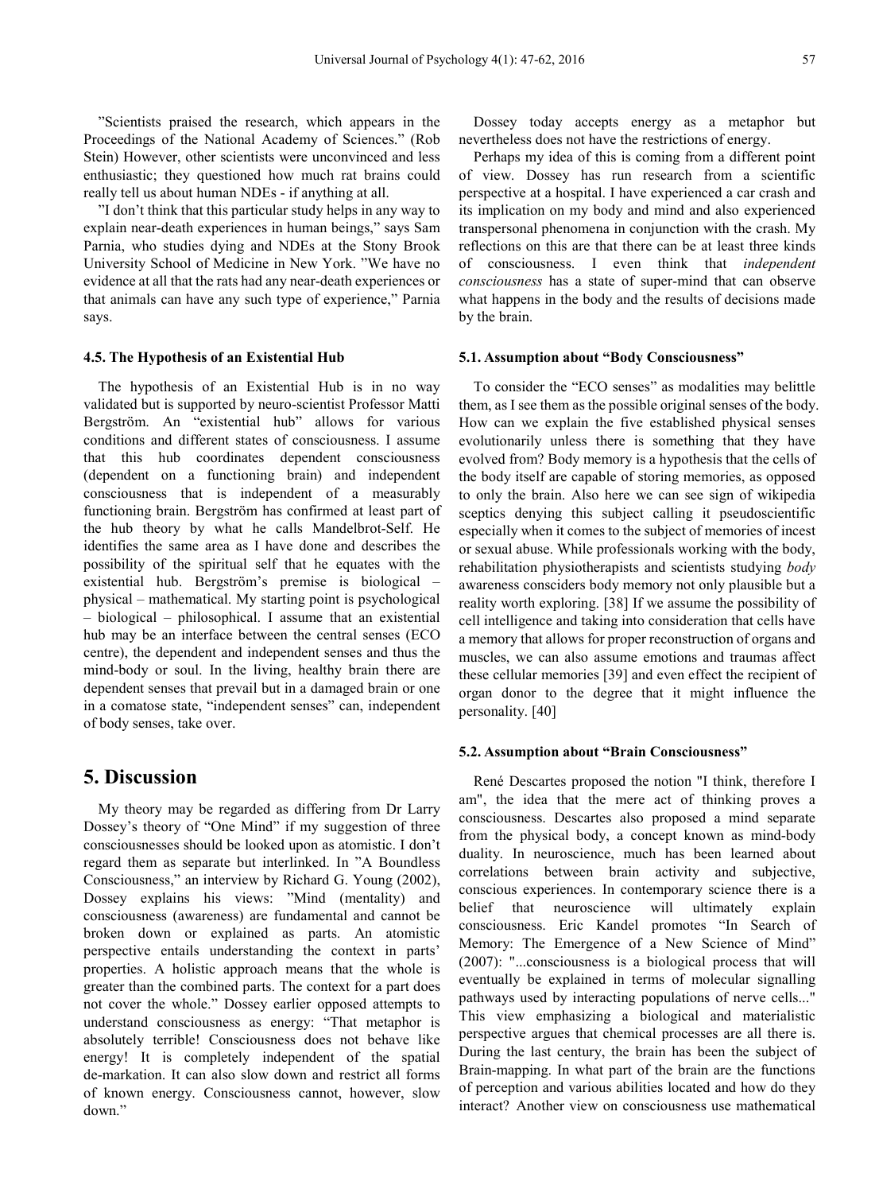"Scientists praised the research, which appears in the Proceedings of the National Academy of Sciences." (Rob Stein) However, other scientists were unconvinced and less enthusiastic; they questioned how much rat brains could really tell us about human NDEs - if anything at all.

"I don't think that this particular study helps in any way to explain near-death experiences in human beings," says Sam Parnia, who studies dying and NDEs at the Stony Brook University School of Medicine in New York. "We have no evidence at all that the rats had any near-death experiences or that animals can have any such type of experience," Parnia says.

### 4.5. The Hypothesis of an Existential Hub

The hypothesis of an Existential Hub is in no way validated but is supported by neuro-scientist Professor Matti Bergström. An "existential hub" allows for various conditions and different states of consciousness. I assume that this hub coordinates dependent consciousness (dependent on a functioning brain) and independent consciousness that is independent of a measurably functioning brain. Bergström has confirmed at least part of the hub theory by what he calls Mandelbrot-Self. He identifies the same area as I have done and describes the possibility of the spiritual self that he equates with the existential hub. Bergström's premise is biological – physical – mathematical. My starting point is psychological – biological – philosophical. I assume that an existential hub may be an interface between the central senses (ECO centre), the dependent and independent senses and thus the mind-body or soul. In the living, healthy brain there are dependent senses that prevail but in a damaged brain or one in a comatose state, "independent senses" can, independent of body senses, take over.

## 5. Discussion

My theory may be regarded as differing from Dr Larry Dossey's theory of "One Mind" if my suggestion of three consciousnesses should be looked upon as atomistic. I don't regard them as separate but interlinked. In "A Boundless Consciousness," an interview by Richard G. Young (2002), Dossey explains his views: "Mind (mentality) and consciousness (awareness) are fundamental and cannot be broken down or explained as parts. An atomistic perspective entails understanding the context in parts' properties. A holistic approach means that the whole is greater than the combined parts. The context for a part does not cover the whole." Dossey earlier opposed attempts to understand consciousness as energy: "That metaphor is absolutely terrible! Consciousness does not behave like energy! It is completely independent of the spatial de-markation. It can also slow down and restrict all forms of known energy. Consciousness cannot, however, slow down."

Dossey today accepts energy as a metaphor but nevertheless does not have the restrictions of energy.

Perhaps my idea of this is coming from a different point of view. Dossey has run research from a scientific perspective at a hospital. I have experienced a car crash and its implication on my body and mind and also experienced transpersonal phenomena in conjunction with the crash. My reflections on this are that there can be at least three kinds of consciousness. I even think that *independent consciousness* has a state of super-mind that can observe what happens in the body and the results of decisions made by the brain.

### 5.1. Assumption about "Body Consciousness"

To consider the "ECO senses" as modalities may belittle them, as I see them as the possible original senses of the body. How can we explain the five established physical senses evolutionarily unless there is something that they have evolved from? Body memory is a hypothesis that the cells of the body itself are capable of storing memories, as opposed to only the brain. Also here we can see sign of wikipedia sceptics denying this subject calling it pseudoscientific especially when it comes to the subject of memories of incest or sexual abuse. While professionals working with the body, rehabilitation physiotherapists and scientists studying *body* awareness consciders body memory not only plausible but a reality worth exploring. [38] If we assume the possibility of cell intelligence and taking into consideration that cells have a memory that allows for proper reconstruction of organs and muscles, we can also assume emotions and traumas affect these cellular memories [39] and even effect the recipient of organ donor to the degree that it might influence the personality. [40]

### 5.2. Assumption about "Brain Consciousness"

René Descartes proposed the notion "I think, therefore I am", the idea that the mere act of thinking proves a consciousness. Descartes also proposed a mind separate from the physical body, a concept known as mind-body duality. In neuroscience, much has been learned about correlations between brain activity and subjective, conscious experiences. In contemporary science there is a belief that neuroscience will ultimately explain consciousness. Eric Kandel promotes "In Search of Memory: The Emergence of a New Science of Mind" (2007): "...consciousness is a biological process that will eventually be explained in terms of molecular signalling pathways used by interacting populations of nerve cells..." This view emphasizing a biological and materialistic perspective argues that chemical processes are all there is. During the last century, the brain has been the subject of Brain-mapping. In what part of the brain are the functions of perception and various abilities located and how do they interact? Another view on consciousness use mathematical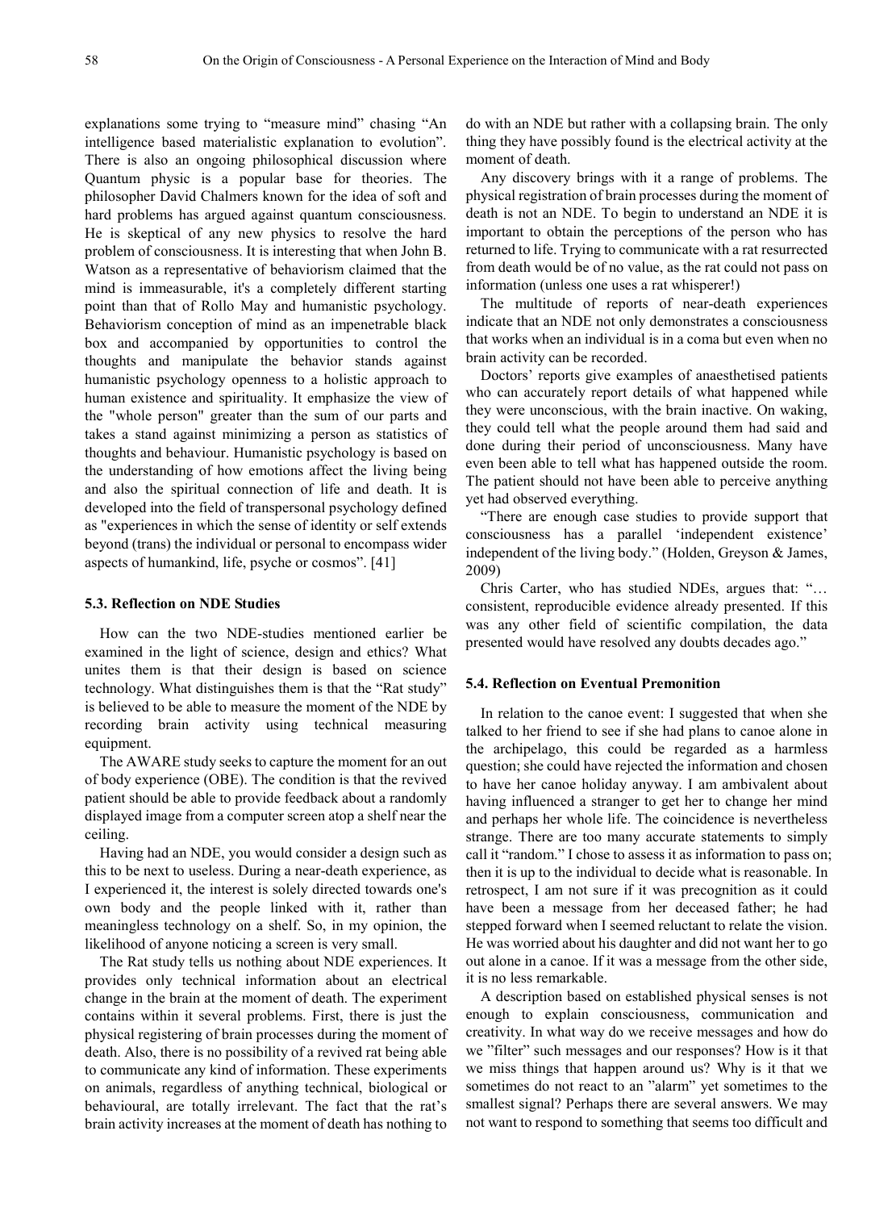explanations some trying to "measure mind" chasing "An intelligence based materialistic explanation to evolution". There is also an ongoing philosophical discussion where Quantum physic is a popular base for theories. The philosopher David Chalmers known for the idea of soft and hard problems has argued against quantum consciousness. He is skeptical of any new physics to resolve the hard problem of consciousness. It is interesting that when John B. Watson as a representative of behaviorism claimed that the mind is immeasurable, it's a completely different starting point than that of Rollo May and humanistic psychology. Behaviorism conception of mind as an impenetrable black box and accompanied by opportunities to control the thoughts and manipulate the behavior stands against humanistic psychology openness to a holistic approach to human existence and spirituality. It emphasize the view of the "whole person" greater than the sum of our parts and takes a stand against minimizing a person as statistics of thoughts and behaviour. Humanistic psychology is based on the understanding of how emotions affect the living being and also the spiritual connection of life and death. It is developed into the field of transpersonal psychology defined as "experiences in which the sense of identity or self extends beyond (trans) the individual or personal to encompass wider aspects of humankind, life, psyche or cosmos". [41]

### 5.3. Reflection on NDE Studies

How can the two NDE-studies mentioned earlier be examined in the light of science, design and ethics? What unites them is that their design is based on science technology. What distinguishes them is that the "Rat study" is believed to be able to measure the moment of the NDE by recording brain activity using technical measuring equipment.

The AWARE study seeks to capture the moment for an out of body experience (OBE). The condition is that the revived patient should be able to provide feedback about a randomly displayed image from a computer screen atop a shelf near the ceiling.

Having had an NDE, you would consider a design such as this to be next to useless. During a near-death experience, as I experienced it, the interest is solely directed towards one's own body and the people linked with it, rather than meaningless technology on a shelf. So, in my opinion, the likelihood of anyone noticing a screen is very small.

The Rat study tells us nothing about NDE experiences. It provides only technical information about an electrical change in the brain at the moment of death. The experiment contains within it several problems. First, there is just the physical registering of brain processes during the moment of death. Also, there is no possibility of a revived rat being able to communicate any kind of information. These experiments on animals, regardless of anything technical, biological or behavioural, are totally irrelevant. The fact that the rat's brain activity increases at the moment of death has nothing to do with an NDE but rather with a collapsing brain. The only thing they have possibly found is the electrical activity at the moment of death.

Any discovery brings with it a range of problems. The physical registration of brain processes during the moment of death is not an NDE. To begin to understand an NDE it is important to obtain the perceptions of the person who has returned to life. Trying to communicate with a rat resurrected from death would be of no value, as the rat could not pass on information (unless one uses a rat whisperer!)

The multitude of reports of near-death experiences indicate that an NDE not only demonstrates a consciousness that works when an individual is in a coma but even when no brain activity can be recorded.

Doctors' reports give examples of anaesthetised patients who can accurately report details of what happened while they were unconscious, with the brain inactive. On waking, they could tell what the people around them had said and done during their period of unconsciousness. Many have even been able to tell what has happened outside the room. The patient should not have been able to perceive anything yet had observed everything.

"There are enough case studies to provide support that consciousness has a parallel 'independent existence' independent of the living body." (Holden, Greyson & James, 2009)

Chris Carter, who has studied NDEs, argues that: "… consistent, reproducible evidence already presented. If this was any other field of scientific compilation, the data presented would have resolved any doubts decades ago."

### 5.4. Reflection on Eventual Premonition

In relation to the canoe event: I suggested that when she talked to her friend to see if she had plans to canoe alone in the archipelago, this could be regarded as a harmless question; she could have rejected the information and chosen to have her canoe holiday anyway. I am ambivalent about having influenced a stranger to get her to change her mind and perhaps her whole life. The coincidence is nevertheless strange. There are too many accurate statements to simply call it "random." I chose to assess it as information to pass on; then it is up to the individual to decide what is reasonable. In retrospect, I am not sure if it was precognition as it could have been a message from her deceased father; he had stepped forward when I seemed reluctant to relate the vision. He was worried about his daughter and did not want her to go out alone in a canoe. If it was a message from the other side, it is no less remarkable.

A description based on established physical senses is not enough to explain consciousness, communication and creativity. In what way do we receive messages and how do we "filter" such messages and our responses? How is it that we miss things that happen around us? Why is it that we sometimes do not react to an "alarm" yet sometimes to the smallest signal? Perhaps there are several answers. We may not want to respond to something that seems too difficult and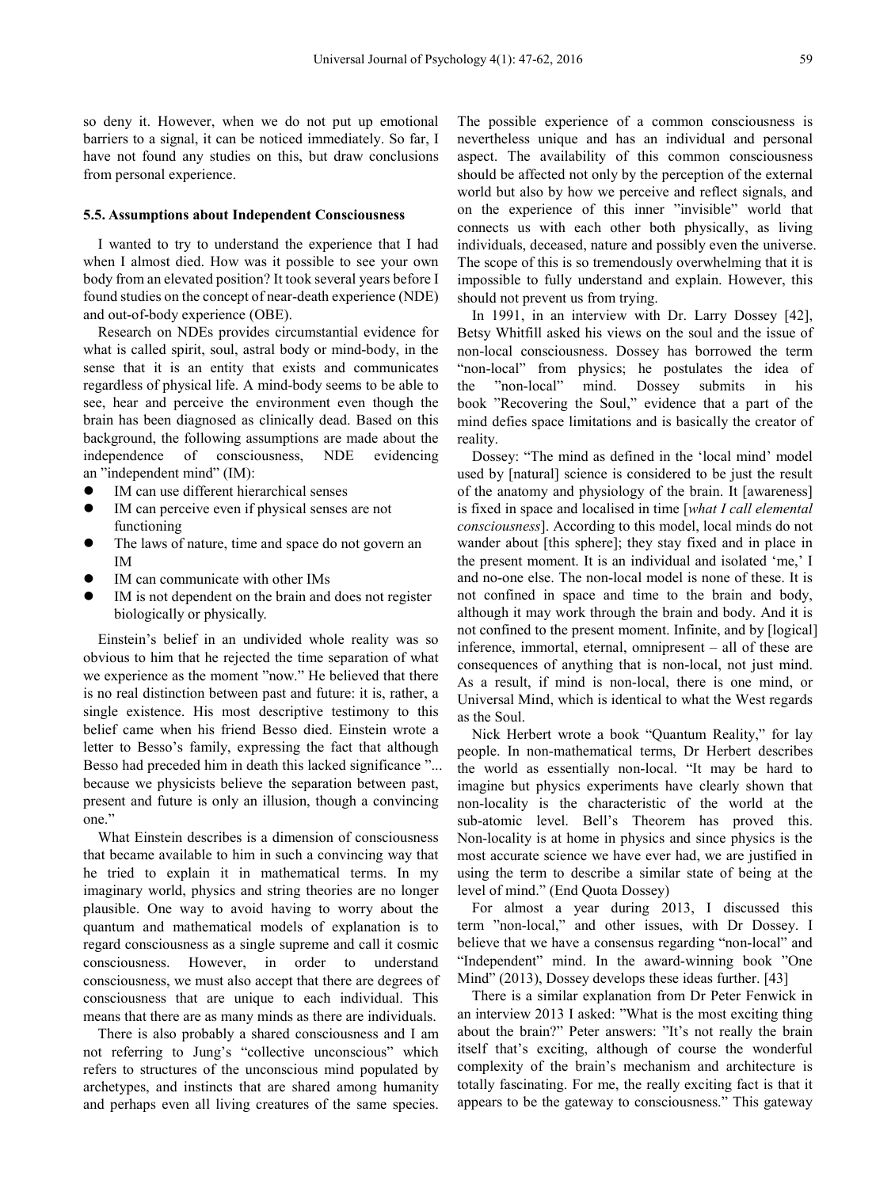so deny it. However, when we do not put up emotional barriers to a signal, it can be noticed immediately. So far, I have not found any studies on this, but draw conclusions from personal experience.

### 5.5. Assumptions about Independent Consciousness

I wanted to try to understand the experience that I had when I almost died. How was it possible to see your own body from an elevated position? It took several years before I found studies on the concept of near-death experience (NDE) and out-of-body experience (OBE).

Research on NDEs provides circumstantial evidence for what is called spirit, soul, astral body or mind-body, in the sense that it is an entity that exists and communicates regardless of physical life. A mind-body seems to be able to see, hear and perceive the environment even though the brain has been diagnosed as clinically dead. Based on this background, the following assumptions are made about the independence of consciousness, NDE evidencing an "independent mind" (IM):

- IM can use different hierarchical senses
- IM can perceive even if physical senses are not functioning
- The laws of nature, time and space do not govern an IM
- IM can communicate with other IMs
- IM is not dependent on the brain and does not register biologically or physically.

Einstein's belief in an undivided whole reality was so obvious to him that he rejected the time separation of what we experience as the moment "now." He believed that there is no real distinction between past and future: it is, rather, a single existence. His most descriptive testimony to this belief came when his friend Besso died. Einstein wrote a letter to Besso's family, expressing the fact that although Besso had preceded him in death this lacked significance "... because we physicists believe the separation between past, present and future is only an illusion, though a convincing one."

What Einstein describes is a dimension of consciousness that became available to him in such a convincing way that he tried to explain it in mathematical terms. In my imaginary world, physics and string theories are no longer plausible. One way to avoid having to worry about the quantum and mathematical models of explanation is to regard consciousness as a single supreme and call it cosmic consciousness. However, in order to understand consciousness, we must also accept that there are degrees of consciousness that are unique to each individual. This means that there are as many minds as there are individuals.

There is also probably a shared consciousness and I am not referring to Jung's "collective unconscious" which refers to structures of the unconscious mind populated by archetypes, and instincts that are shared among humanity and perhaps even all living creatures of the same species. The possible experience of a common consciousness is nevertheless unique and has an individual and personal aspect. The availability of this common consciousness should be affected not only by the perception of the external world but also by how we perceive and reflect signals, and on the experience of this inner "invisible" world that connects us with each other both physically, as living individuals, deceased, nature and possibly even the universe. The scope of this is so tremendously overwhelming that it is impossible to fully understand and explain. However, this should not prevent us from trying.

In 1991, in an interview with Dr. Larry Dossey [42], Betsy Whitfill asked his views on the soul and the issue of non-local consciousness. Dossey has borrowed the term "non-local" from physics; he postulates the idea of the "non-local" mind. Dossey submits in his book "Recovering the Soul," evidence that a part of the mind defies space limitations and is basically the creator of reality.

Dossey: "The mind as defined in the 'local mind' model used by [natural] science is considered to be just the result of the anatomy and physiology of the brain. It [awareness] is fixed in space and localised in time [*what I call elemental consciousness*]. According to this model, local minds do not wander about [this sphere]; they stay fixed and in place in the present moment. It is an individual and isolated 'me,' I and no-one else. The non-local model is none of these. It is not confined in space and time to the brain and body, although it may work through the brain and body. And it is not confined to the present moment. Infinite, and by [logical] inference, immortal, eternal, omnipresent – all of these are consequences of anything that is non-local, not just mind. As a result, if mind is non-local, there is one mind, or Universal Mind, which is identical to what the West regards as the Soul.

Nick Herbert wrote a book "Quantum Reality," for lay people. In non-mathematical terms, Dr Herbert describes the world as essentially non-local. "It may be hard to imagine but physics experiments have clearly shown that non-locality is the characteristic of the world at the sub-atomic level. Bell's Theorem has proved this. Non-locality is at home in physics and since physics is the most accurate science we have ever had, we are justified in using the term to describe a similar state of being at the level of mind." (End Quota Dossey)

For almost a year during 2013, I discussed this term "non-local," and other issues, with Dr Dossey. I believe that we have a consensus regarding "non-local" and "Independent" mind. In the award-winning book "One Mind" (2013), Dossey develops these ideas further. [43]

There is a similar explanation from Dr Peter Fenwick in an interview 2013 I asked: "What is the most exciting thing about the brain?" Peter answers: "It's not really the brain itself that's exciting, although of course the wonderful complexity of the brain's mechanism and architecture is totally fascinating. For me, the really exciting fact is that it appears to be the gateway to consciousness." This gateway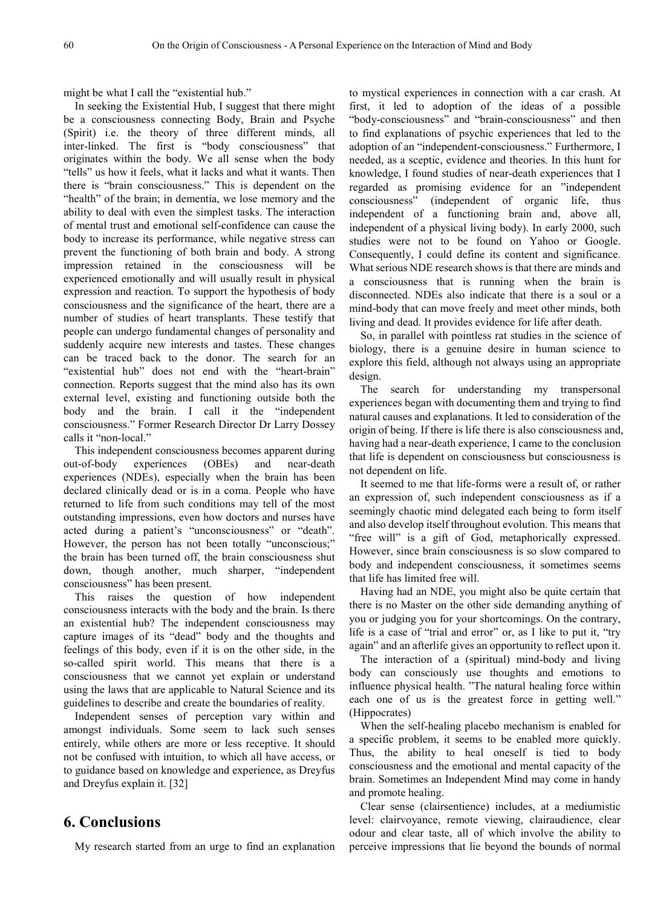might be what I call the "existential hub."

In seeking the Existential Hub, I suggest that there might be a consciousness connecting Body, Brain and Psyche (Spirit) i.e. the theory of three different minds, all inter-linked. The first is "body consciousness" that originates within the body. We all sense when the body "tells" us how it feels, what it lacks and what it wants. Then there is "brain consciousness." This is dependent on the "health" of the brain; in dementia, we lose memory and the ability to deal with even the simplest tasks. The interaction of mental trust and emotional self-confidence can cause the body to increase its performance, while negative stress can prevent the functioning of both brain and body. A strong impression retained in the consciousness will be experienced emotionally and will usually result in physical expression and reaction. To support the hypothesis of body consciousness and the significance of the heart, there are a number of studies of heart transplants. These testify that people can undergo fundamental changes of personality and suddenly acquire new interests and tastes. These changes can be traced back to the donor. The search for an "existential hub" does not end with the "heart-brain" connection. Reports suggest that the mind also has its own external level, existing and functioning outside both the body and the brain. I call it the "independent consciousness." Former Research Director Dr Larry Dossey calls it "non-local."

This independent consciousness becomes apparent during out-of-body experiences (OBEs) and near-death experiences (NDEs), especially when the brain has been declared clinically dead or is in a coma. People who have returned to life from such conditions may tell of the most outstanding impressions, even how doctors and nurses have acted during a patient's "unconsciousness" or "death". However, the person has not been totally "unconscious;" the brain has been turned off, the brain consciousness shut down, though another, much sharper, "independent consciousness" has been present.

This raises the question of how independent consciousness interacts with the body and the brain. Is there an existential hub? The independent consciousness may capture images of its "dead" body and the thoughts and feelings of this body, even if it is on the other side, in the so-called spirit world. This means that there is a consciousness that we cannot yet explain or understand using the laws that are applicable to Natural Science and its guidelines to describe and create the boundaries of reality.

Independent senses of perception vary within and amongst individuals. Some seem to lack such senses entirely, while others are more or less receptive. It should not be confused with intuition, to which all have access, or to guidance based on knowledge and experience, as Dreyfus and Dreyfus explain it. [32]

## 6. Conclusions

My research started from an urge to find an explanation to mystical experiences in connection with a car crash. At first, it led to adoption of the ideas of a possible "body-consciousness" and "brain-consciousness" and then to find explanations of psychic experiences that led to the adoption of an "independent-consciousness." Furthermore, I needed, as a sceptic, evidence and theories. In this hunt for knowledge, I found studies of near-death experiences that I regarded as promising evidence for an "independent consciousness" (independent of organic life, thus independent of a functioning brain and, above all, independent of a physical living body). In early 2000, such studies were not to be found on Yahoo or Google. Consequently, I could define its content and significance. What serious NDE research shows is that there are minds and a consciousness that is running when the brain is disconnected. NDEs also indicate that there is a soul or a mind-body that can move freely and meet other minds, both living and dead. It provides evidence for life after death.

So, in parallel with pointless rat studies in the science of biology, there is a genuine desire in human science to explore this field, although not always using an appropriate design.

The search for understanding my transpersonal experiences began with documenting them and trying to find natural causes and explanations. It led to consideration of the origin of being. If there is life there is also consciousness and, having had a near-death experience, I came to the conclusion that life is dependent on consciousness but consciousness is not dependent on life.

It seemed to me that life-forms were a result of, or rather an expression of, such independent consciousness as if a seemingly chaotic mind delegated each being to form itself and also develop itself throughout evolution. This means that "free will" is a gift of God, metaphorically expressed. However, since brain consciousness is so slow compared to body and independent consciousness, it sometimes seems that life has limited free will.

Having had an NDE, you might also be quite certain that there is no Master on the other side demanding anything of you or judging you for your shortcomings. On the contrary, life is a case of "trial and error" or, as I like to put it, "try again" and an afterlife gives an opportunity to reflect upon it.

The interaction of a (spiritual) mind-body and living body can consciously use thoughts and emotions to influence physical health. "The natural healing force within each one of us is the greatest force in getting well." (Hippocrates)

When the self-healing placebo mechanism is enabled for a specific problem, it seems to be enabled more quickly. Thus, the ability to heal oneself is tied to body consciousness and the emotional and mental capacity of the brain. Sometimes an Independent Mind may come in handy and promote healing.

Clear sense (clairsentience) includes, at a mediumistic level: clairvoyance, remote viewing, clairaudience, clear odour and clear taste, all of which involve the ability to perceive impressions that lie beyond the bounds of normal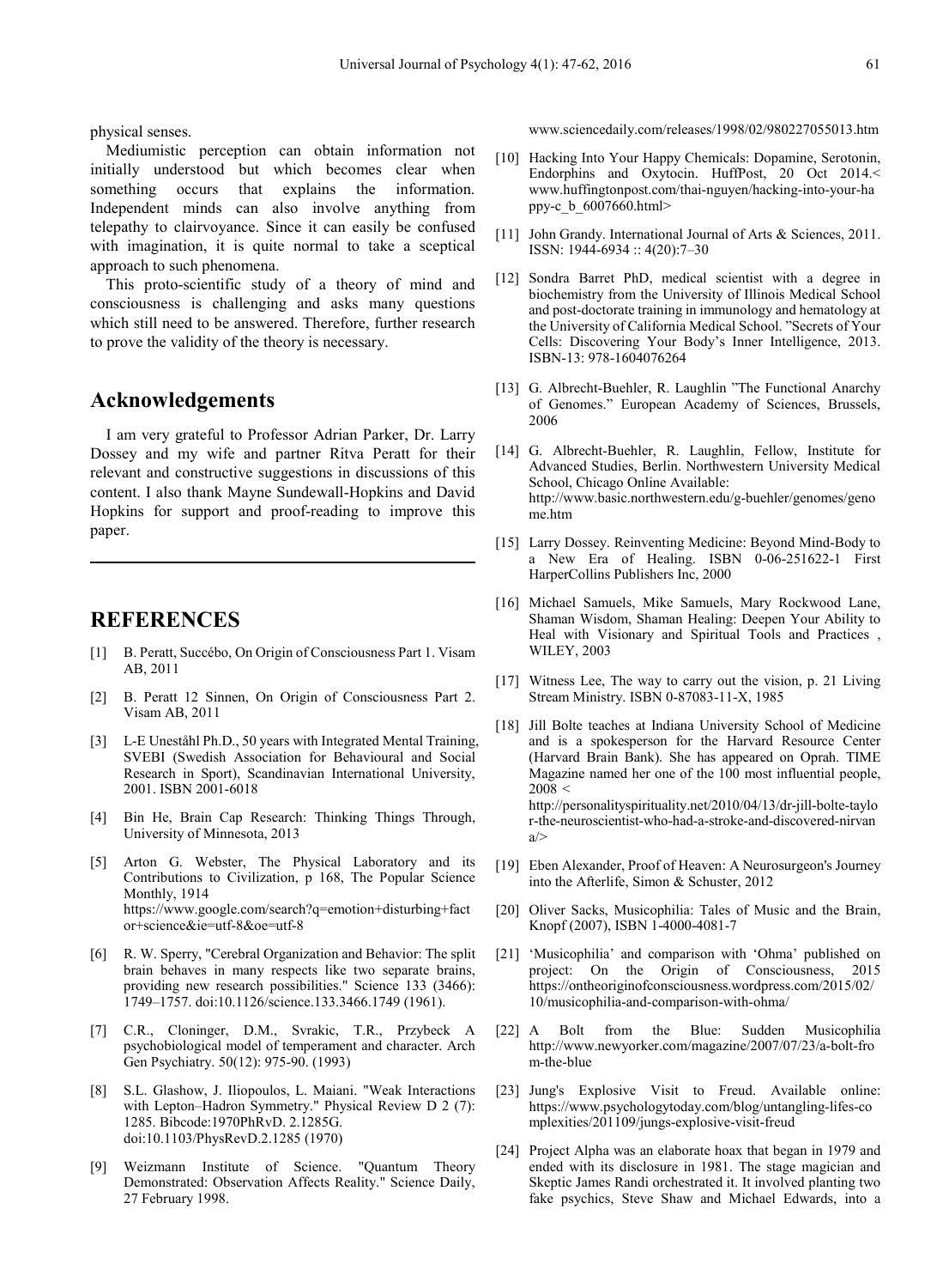physical senses.

Mediumistic perception can obtain information not initially understood but which becomes clear when something occurs that explains the information. Independent minds can also involve anything from telepathy to clairvoyance. Since it can easily be confused with imagination, it is quite normal to take a sceptical approach to such phenomena.

This proto-scientific study of a theory of mind and consciousness is challenging and asks many questions which still need to be answered. Therefore, further research to prove the validity of the theory is necessary.

## Acknowledgements

I am very grateful to Professor Adrian Parker, Dr. Larry Dossey and my wife and partner Ritva Peratt for their relevant and constructive suggestions in discussions of this content. I also thank Mayne Sundewall-Hopkins and David Hopkins for support and proof-reading to improve this paper.

## REFERENCES

[1] B. Peratt, Succébo, On Origin of Consciousness Part 1. Visam AB, 2011

[2] B. Peratt 12 Sinnen, On Origin of Consciousness Part 2. Visam AB, 2011

[3] L-E Uneståhl Ph.D., 50 years with Integrated Mental Training, SVEBI (Swedish Association for Behavioural and Social Research in Sport), Scandinavian International University, 2001. ISBN 2001-6018

[4] Bin He, Brain Cap Research: Thinking Things Through, University of Minnesota, 2013

[5] Arton G. Webster, The Physical Laboratory and its Contributions to Civilization, p 168, The Popular Science Monthly, 1914 https://www.google.com/search?q=emotion+disturbing+fact or+science&ie=utf-8&oe=utf-8

[6] R. W. Sperry, "Cerebral Organization and Behavior: The split brain behaves in many respects like two separate brains, providing new research possibilities." Science 133 (3466): 1749–1757. doi:10.1126/science.133.3466.1749 (1961).

[7] C.R., Cloninger, D.M., Svrakic, T.R., Przybeck A psychobiological model of temperament and character. Arch Gen Psychiatry. 50(12): 975-90. (1993)

[8] S.L. Glashow, J. Iliopoulos, L. Maiani. "Weak Interactions with Lepton–Hadron Symmetry." Physical Review D 2 (7): 1285. Bibcode:1970PhRvD. 2.1285G. doi:10.1103/PhysRevD.2.1285 (1970)

[9] Weizmann Institute of Science. "Quantum Theory Demonstrated: Observation Affects Reality." Science Daily, 27 February 1998. www.sciencedaily.com/releases/1998/02/980227055013.htm

[10] Hacking Into Your Happy Chemicals: Dopamine, Serotonin, Endorphins and Oxytocin. HuffPost, 20 Oct 2014.< www.huffingtonpost.com/thai-nguyen/hacking-into-your-happy-c_b_6007660.html>

[11] John Grandy. International Journal of Arts & Sciences, 2011. ISSN: 1944-6934 :: 4(20):7–30

[12] Sondra Barret PhD, medical scientist with a degree in biochemistry from the University of Illinois Medical School and post-doctorate training in immunology and hematology at the University of California Medical School. "Secrets of Your Cells: Discovering Your Body's Inner Intelligence, 2013. ISBN-13: 978-1604076264

[13] G. Albrecht-Buehler, R. Laughlin "The Functional Anarchy of Genomes." European Academy of Sciences, Brussels, 2006

[14] G. Albrecht-Buehler, R. Laughlin, Fellow, Institute for Advanced Studies, Berlin. Northwestern University Medical School, Chicago Online Available: http://www.basic.northwestern.edu/g-buehler/genomes/genome.htm

[15] Larry Dossey. Reinventing Medicine: Beyond Mind-Body to a New Era of Healing. ISBN 0-06-251622-1 First HarperCollins Publishers Inc, 2000

[16] Michael Samuels, Mike Samuels, Mary Rockwood Lane, Shaman Wisdom, Shaman Healing: Deepen Your Ability to Heal with Visionary and Spiritual Tools and Practices , WILEY, 2003

[17] Witness Lee, The way to carry out the vision, p. 21 Living Stream Ministry. ISBN 0-87083-11-X, 1985

[18] Jill Bolte teaches at Indiana University School of Medicine and is a spokesperson for the Harvard Resource Center (Harvard Brain Bank). She has appeared on Oprah. TIME Magazine named her one of the 100 most influential people, 2008 < http://personalityspirituality.net/2010/04/13/dr-jill-bolte-taylor-the-neuroscientist-who-had-a-stroke-and-discovered-nirvana/>

[19] Eben Alexander, Proof of Heaven: A Neurosurgeon's Journey into the Afterlife, Simon & Schuster, 2012

[20] Oliver Sacks, Musicophilia: Tales of Music and the Brain, Knopf (2007), ISBN 1-4000-4081-7

[21] 'Musicophilia' and comparison with 'Ohma' published on project: On the Origin of Consciousness, 2015 https://ontheoriginofconsciousness.wordpress.com/2015/02/10/musicophilia-and-comparison-with-ohma/

[22] A Bolt from the Blue: Sudden Musicophilia http://www.newyorker.com/magazine/2007/07/23/a-bolt-from-the-blue

[23] Jung's Explosive Visit to Freud. Available online: https://www.psychologytoday.com/blog/untangling-lifes-complexities/201109/jungs-explosive-visit-freud

[24] Project Alpha was an elaborate hoax that began in 1979 and ended with its disclosure in 1981. The stage magician and Skeptic James Randi orchestrated it. It involved planting two fake psychics, Steve Shaw and Michael Edwards, into a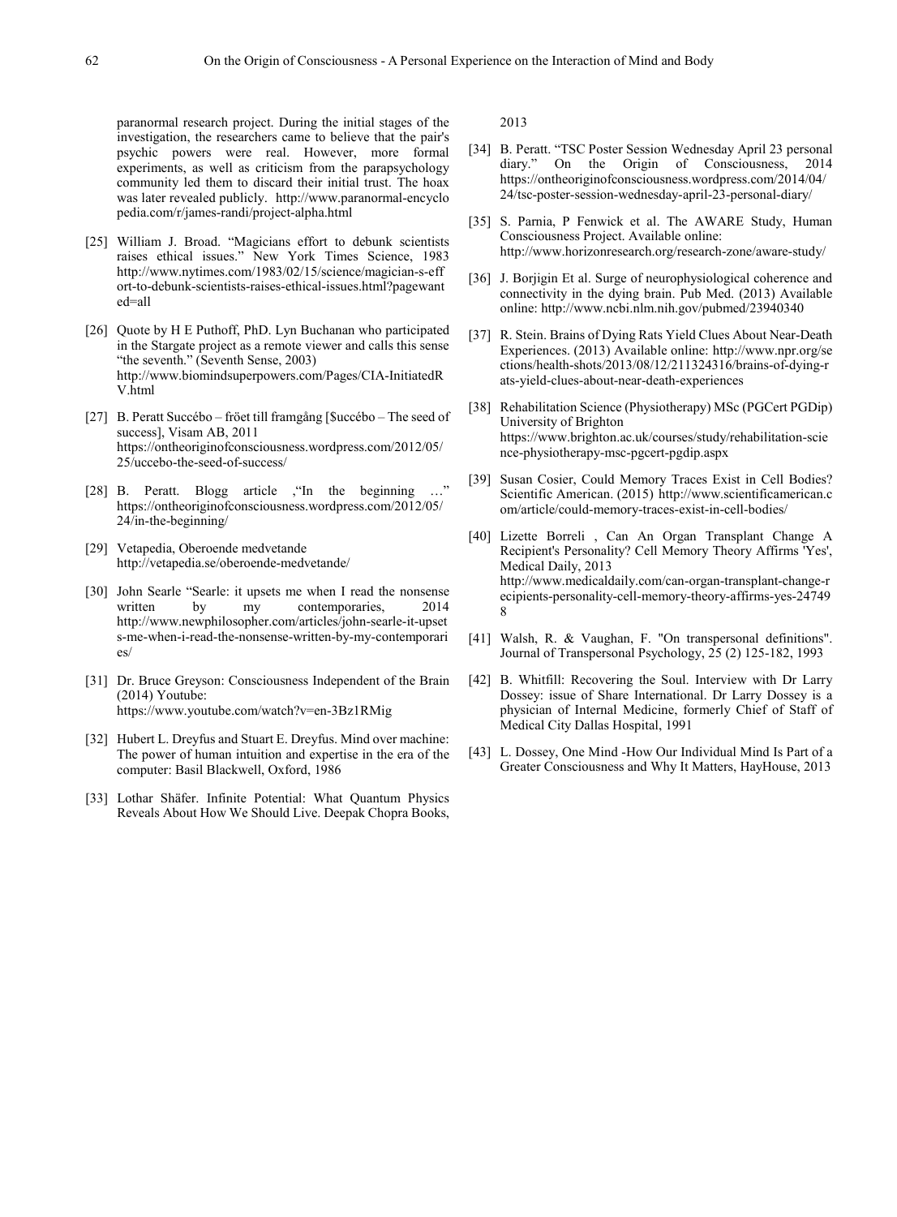paranormal research project. During the initial stages of the investigation, the researchers came to believe that the pair's psychic powers were real. However, more formal experiments, as well as criticism from the parapsychology community led them to discard their initial trust. The hoax was later revealed publicly. http://www.paranormal-encyclopedia.com/r/james-randi/project-alpha.html

[25] William J. Broad. "Magicians effort to debunk scientists raises ethical issues." New York Times Science, 1983 http://www.nytimes.com/1983/02/15/science/magician-s-effort-to-debunk-scientists-raises-ethical-issues.html?pagewanted=all

[26] Quote by H E Puthoff, PhD. Lyn Buchanan who participated in the Stargate project as a remote viewer and calls this sense "the seventh." (Seventh Sense, 2003) http://www.biomindsuperpowers.com/Pages/CIA-InitiatedRV.html

[27] B. Peratt Succébo – fröet till framgång [$uccébo – The seed of success], Visam AB, 2011 https://ontheoriginofconsciousness.wordpress.com/2012/05/25/uccebo-the-seed-of-success/

[28] B. Peratt. Blogg article ,"In the beginning …" https://ontheoriginofconsciousness.wordpress.com/2012/05/24/in-the-beginning/

[29] Vetapedia, Oberoende medvetande http://vetapedia.se/oberoende-medvetande/

[30] John Searle "Searle: it upsets me when I read the nonsense written by my contemporaries, 2014 http://www.newphilosopher.com/articles/john-searle-it-upsets-me-when-i-read-the-nonsense-written-by-my-contemporaries/

[31] Dr. Bruce Greyson: Consciousness Independent of the Brain (2014) Youtube: https://www.youtube.com/watch?v=en-3Bz1RMig

[32] Hubert L. Dreyfus and Stuart E. Dreyfus. Mind over machine: The power of human intuition and expertise in the era of the computer: Basil Blackwell, Oxford, 1986

[33] Lothar Shäfer. Infinite Potential: What Quantum Physics Reveals About How We Should Live. Deepak Chopra Books, 2013

[34] B. Peratt. "TSC Poster Session Wednesday April 23 personal diary." On the Origin of Consciousness, 2014 https://ontheoriginofconsciousness.wordpress.com/2014/04/24/tsc-poster-session-wednesday-april-23-personal-diary/

[35] S. Parnia, P Fenwick et al. The AWARE Study, Human Consciousness Project. Available online: http://www.horizonresearch.org/research-zone/aware-study/

[36] J. Borjigin Et al. Surge of neurophysiological coherence and connectivity in the dying brain. Pub Med. (2013) Available online: http://www.ncbi.nlm.nih.gov/pubmed/23940340

[37] R. Stein. Brains of Dying Rats Yield Clues About Near-Death Experiences. (2013) Available online: http://www.npr.org/sections/health-shots/2013/08/12/211324316/brains-of-dying-rats-yield-clues-about-near-death-experiences

[38] Rehabilitation Science (Physiotherapy) MSc (PGCert PGDip) University of Brighton https://www.brighton.ac.uk/courses/study/rehabilitation-science-physiotherapy-msc-pgcert-pgdip.aspx

[39] Susan Cosier, Could Memory Traces Exist in Cell Bodies? Scientific American. (2015) http://www.scientificamerican.com/article/could-memory-traces-exist-in-cell-bodies/

[40] Lizette Borreli , Can An Organ Transplant Change A Recipient's Personality? Cell Memory Theory Affirms 'Yes', Medical Daily, 2013 http://www.medicaldaily.com/can-organ-transplant-change-recipients-personality-cell-memory-theory-affirms-yes-247498

[41] Walsh, R. & Vaughan, F. "On transpersonal definitions". Journal of Transpersonal Psychology, 25 (2) 125-182, 1993

[42] B. Whitfill: Recovering the Soul. Interview with Dr Larry Dossey: issue of Share International. Dr Larry Dossey is a physician of Internal Medicine, formerly Chief of Staff of Medical City Dallas Hospital, 1991

[43] L. Dossey, One Mind -How Our Individual Mind Is Part of a Greater Consciousness and Why It Matters, HayHouse, 2013